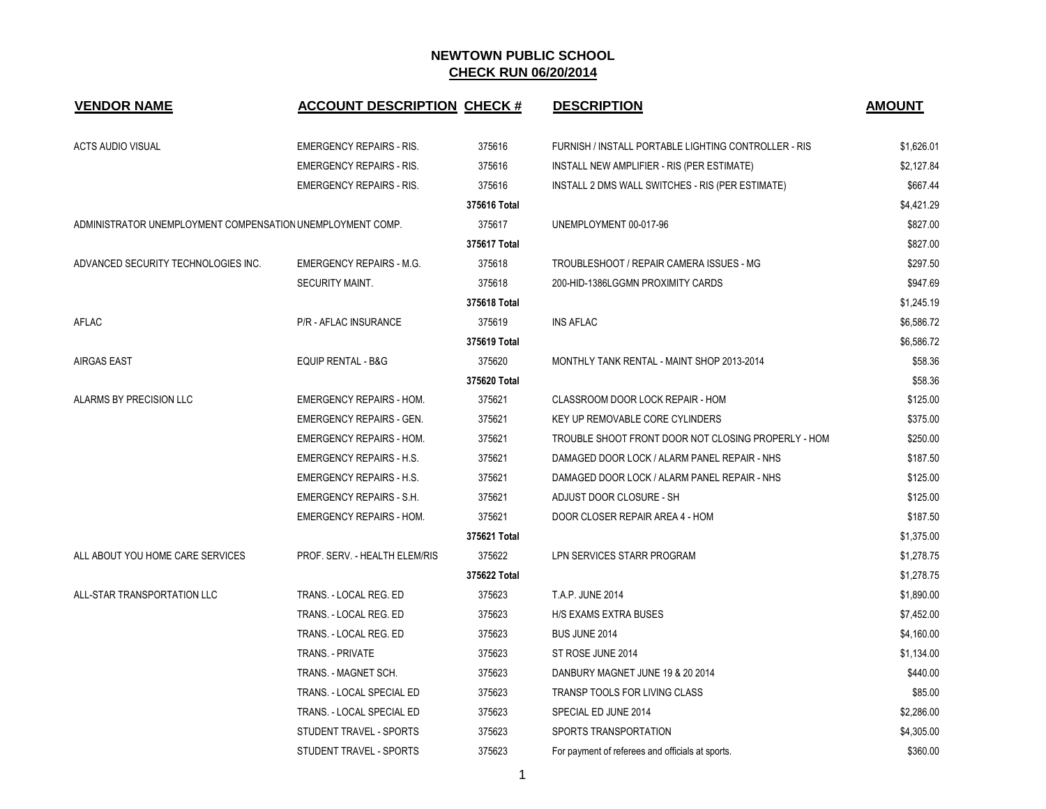# NEWTOWN PUBLIC SCHOOL

## CHECK RUN 06/20/2014

| VENDOR NAME | ACCOUNT DESCRIPTION | CHECK # | DESCRIPTION | AMOUNT |
|---|---|---|---|---|
| ACTS AUDIO VISUAL | EMERGENCY REPAIRS - RIS. | 375616 | FURNISH / INSTALL PORTABLE LIGHTING CONTROLLER - RIS | $1,626.01 |
| | EMERGENCY REPAIRS - RIS. | 375616 | INSTALL NEW AMPLIFIER - RIS (PER ESTIMATE) | $2,127.84 |
| | EMERGENCY REPAIRS - RIS. | 375616 | INSTALL 2 DMS WALL SWITCHES - RIS (PER ESTIMATE) | $667.44 |
| | | 375616 Total | | $4,421.29 |
| ADMINISTRATOR UNEMPLOYMENT COMPENSATION | UNEMPLOYMENT COMP. | 375617 | UNEMPLOYMENT 00-017-96 | $827.00 |
| | | 375617 Total | | $827.00 |
| ADVANCED SECURITY TECHNOLOGIES INC. | EMERGENCY REPAIRS - M.G. | 375618 | TROUBLESHOOT / REPAIR CAMERA ISSUES - MG | $297.50 |
| | SECURITY MAINT. | 375618 | 200-HID-1386LGGMN PROXIMITY CARDS | $947.69 |
| | | 375618 Total | | $1,245.19 |
| AFLAC | P/R - AFLAC INSURANCE | 375619 | INS AFLAC | $6,586.72 |
| | | 375619 Total | | $6,586.72 |
| AIRGAS EAST | EQUIP RENTAL - B&G | 375620 | MONTHLY TANK RENTAL - MAINT SHOP 2013-2014 | $58.36 |
| | | 375620 Total | | $58.36 |
| ALARMS BY PRECISION LLC | EMERGENCY REPAIRS - HOM. | 375621 | CLASSROOM DOOR LOCK REPAIR - HOM | $125.00 |
| | EMERGENCY REPAIRS - GEN. | 375621 | KEY UP REMOVABLE CORE CYLINDERS | $375.00 |
| | EMERGENCY REPAIRS - HOM. | 375621 | TROUBLE SHOOT FRONT DOOR NOT CLOSING PROPERLY - HOM | $250.00 |
| | EMERGENCY REPAIRS - H.S. | 375621 | DAMAGED DOOR LOCK / ALARM PANEL REPAIR - NHS | $187.50 |
| | EMERGENCY REPAIRS - H.S. | 375621 | DAMAGED DOOR LOCK / ALARM PANEL REPAIR - NHS | $125.00 |
| | EMERGENCY REPAIRS - S.H. | 375621 | ADJUST DOOR CLOSURE - SH | $125.00 |
| | EMERGENCY REPAIRS - HOM. | 375621 | DOOR CLOSER REPAIR AREA 4 - HOM | $187.50 |
| | | 375621 Total | | $1,375.00 |
| ALL ABOUT YOU HOME CARE SERVICES | PROF. SERV. - HEALTH ELEM/RIS | 375622 | LPN SERVICES STARR PROGRAM | $1,278.75 |
| | | 375622 Total | | $1,278.75 |
| ALL-STAR TRANSPORTATION LLC | TRANS. - LOCAL REG. ED | 375623 | T.A.P. JUNE 2014 | $1,890.00 |
| | TRANS. - LOCAL REG. ED | 375623 | H/S EXAMS EXTRA BUSES | $7,452.00 |
| | TRANS. - LOCAL REG. ED | 375623 | BUS JUNE 2014 | $4,160.00 |
| | TRANS. - PRIVATE | 375623 | ST ROSE JUNE 2014 | $1,134.00 |
| | TRANS. - MAGNET SCH. | 375623 | DANBURY MAGNET JUNE 19 & 20 2014 | $440.00 |
| | TRANS. - LOCAL SPECIAL ED | 375623 | TRANSP TOOLS FOR LIVING CLASS | $85.00 |
| | TRANS. - LOCAL SPECIAL ED | 375623 | SPECIAL ED JUNE 2014 | $2,286.00 |
| | STUDENT TRAVEL - SPORTS | 375623 | SPORTS TRANSPORTATION | $4,305.00 |
| | STUDENT TRAVEL - SPORTS | 375623 | For payment of referees and officials at sports. | $360.00 |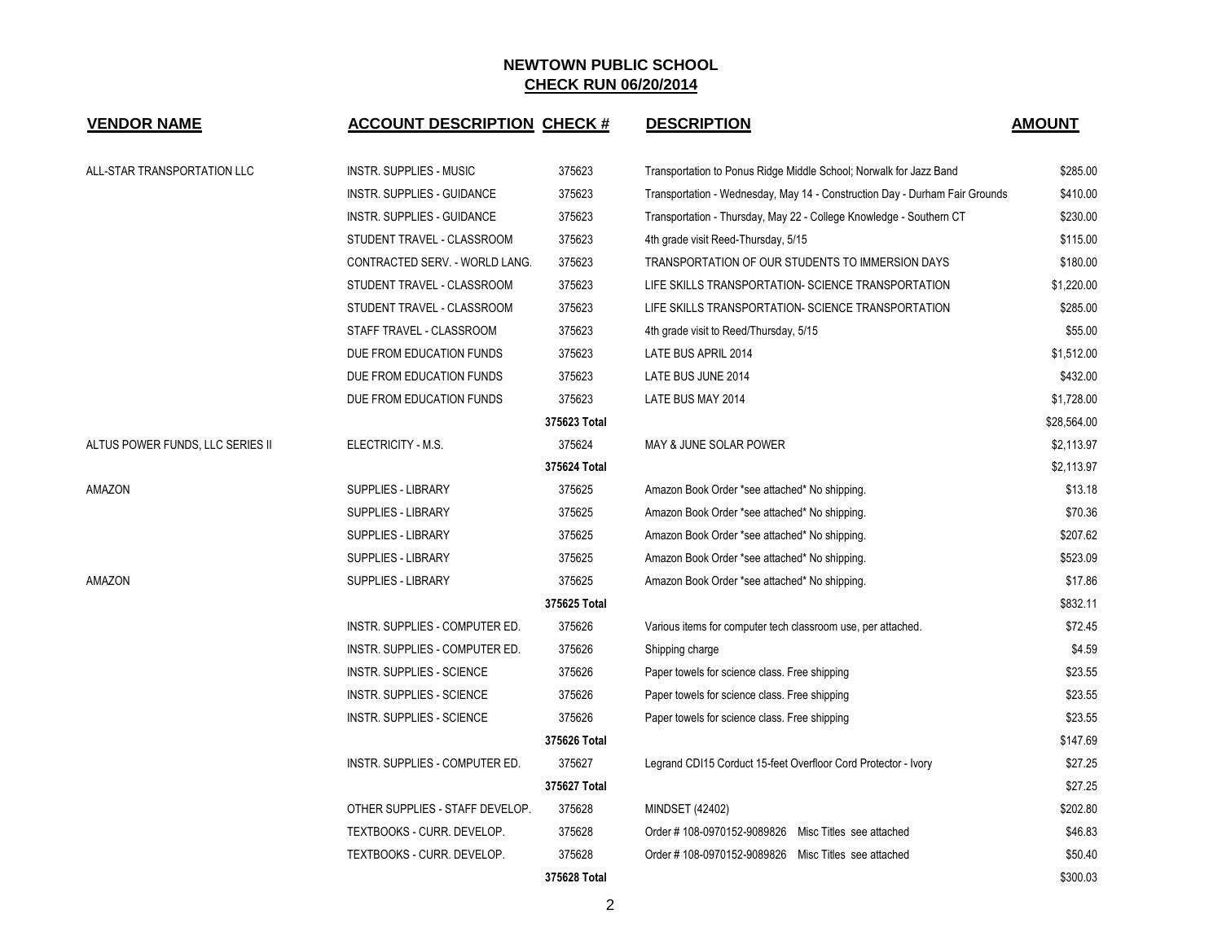# NEWTOWN PUBLIC SCHOOL

## CHECK RUN 06/20/2014

| VENDOR NAME | ACCOUNT DESCRIPTION | CHECK # | DESCRIPTION | AMOUNT |
|---|---|---|---|---|
| ALL-STAR TRANSPORTATION LLC | INSTR. SUPPLIES - MUSIC | 375623 | Transportation to Ponus Ridge Middle School; Norwalk for Jazz Band | $285.00 |
| | INSTR. SUPPLIES - GUIDANCE | 375623 | Transportation - Wednesday, May 14 - Construction Day - Durham Fair Grounds | $410.00 |
| | INSTR. SUPPLIES - GUIDANCE | 375623 | Transportation - Thursday, May 22 - College Knowledge - Southern CT | $230.00 |
| | STUDENT TRAVEL - CLASSROOM | 375623 | 4th grade visit Reed-Thursday, 5/15 | $115.00 |
| | CONTRACTED SERV. - WORLD LANG. | 375623 | TRANSPORTATION OF OUR STUDENTS TO IMMERSION DAYS | $180.00 |
| | STUDENT TRAVEL - CLASSROOM | 375623 | LIFE SKILLS TRANSPORTATION- SCIENCE TRANSPORTATION | $1,220.00 |
| | STUDENT TRAVEL - CLASSROOM | 375623 | LIFE SKILLS TRANSPORTATION- SCIENCE TRANSPORTATION | $285.00 |
| | STAFF TRAVEL - CLASSROOM | 375623 | 4th grade visit to Reed/Thursday, 5/15 | $55.00 |
| | DUE FROM EDUCATION FUNDS | 375623 | LATE BUS APRIL 2014 | $1,512.00 |
| | DUE FROM EDUCATION FUNDS | 375623 | LATE BUS JUNE 2014 | $432.00 |
| | DUE FROM EDUCATION FUNDS | 375623 | LATE BUS MAY 2014 | $1,728.00 |
| | | 375623 Total | | $28,564.00 |
| ALTUS POWER FUNDS, LLC SERIES II | ELECTRICITY - M.S. | 375624 | MAY & JUNE SOLAR POWER | $2,113.97 |
| | | 375624 Total | | $2,113.97 |
| AMAZON | SUPPLIES - LIBRARY | 375625 | Amazon Book Order *see attached* No shipping. | $13.18 |
| | SUPPLIES - LIBRARY | 375625 | Amazon Book Order *see attached* No shipping. | $70.36 |
| | SUPPLIES - LIBRARY | 375625 | Amazon Book Order *see attached* No shipping. | $207.62 |
| | SUPPLIES - LIBRARY | 375625 | Amazon Book Order *see attached* No shipping. | $523.09 |
| AMAZON | SUPPLIES - LIBRARY | 375625 | Amazon Book Order *see attached* No shipping. | $17.86 |
| | | 375625 Total | | $832.11 |
| | INSTR. SUPPLIES - COMPUTER ED. | 375626 | Various items for computer tech classroom use, per attached. | $72.45 |
| | INSTR. SUPPLIES - COMPUTER ED. | 375626 | Shipping charge | $4.59 |
| | INSTR. SUPPLIES - SCIENCE | 375626 | Paper towels for science class. Free shipping | $23.55 |
| | INSTR. SUPPLIES - SCIENCE | 375626 | Paper towels for science class. Free shipping | $23.55 |
| | INSTR. SUPPLIES - SCIENCE | 375626 | Paper towels for science class. Free shipping | $23.55 |
| | | 375626 Total | | $147.69 |
| | INSTR. SUPPLIES - COMPUTER ED. | 375627 | Legrand CDI15 Corduct 15-feet Overfloor Cord Protector - Ivory | $27.25 |
| | | 375627 Total | | $27.25 |
| | OTHER SUPPLIES - STAFF DEVELOP. | 375628 | MINDSET (42402) | $202.80 |
| | TEXTBOOKS - CURR. DEVELOP. | 375628 | Order # 108-0970152-9089826 Misc Titles see attached | $46.83 |
| | TEXTBOOKS - CURR. DEVELOP. | 375628 | Order # 108-0970152-9089826 Misc Titles see attached | $50.40 |
| | | 375628 Total | | $300.03 |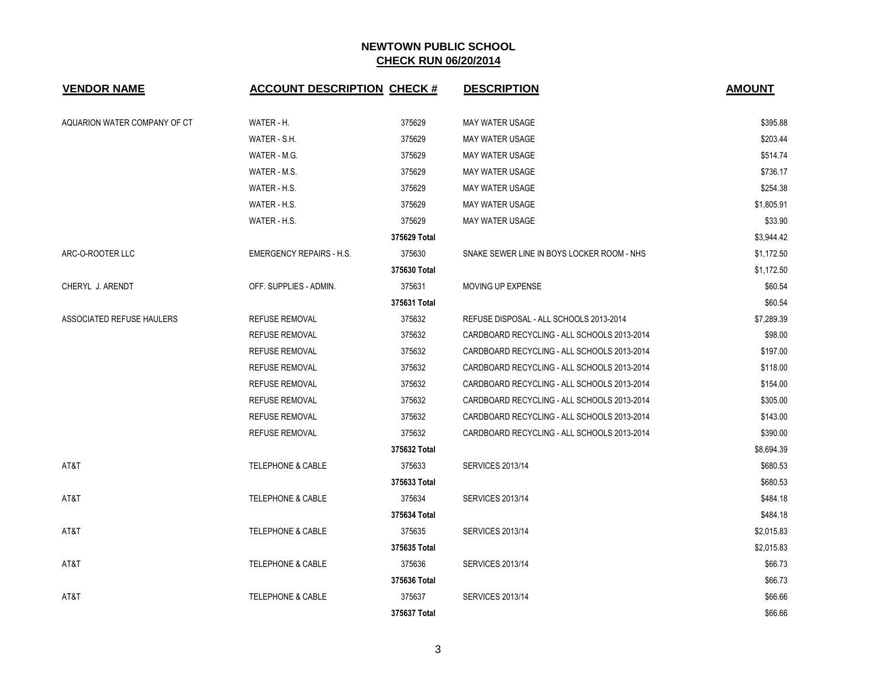# NEWTOWN PUBLIC SCHOOL

## CHECK RUN 06/20/2014

| VENDOR NAME | ACCOUNT DESCRIPTION | CHECK # | DESCRIPTION | AMOUNT |
|---|---|---|---|---|
| AQUARION WATER COMPANY OF CT | WATER - H. | 375629 | MAY WATER USAGE | $395.88 |
| | WATER - S.H. | 375629 | MAY WATER USAGE | $203.44 |
| | WATER - M.G. | 375629 | MAY WATER USAGE | $514.74 |
| | WATER - M.S. | 375629 | MAY WATER USAGE | $736.17 |
| | WATER - H.S. | 375629 | MAY WATER USAGE | $254.38 |
| | WATER - H.S. | 375629 | MAY WATER USAGE | $1,805.91 |
| | WATER - H.S. | 375629 | MAY WATER USAGE | $33.90 |
| | | **375629 Total** | | $3,944.42 |
| ARC-O-ROOTER LLC | EMERGENCY REPAIRS - H.S. | 375630 | SNAKE SEWER LINE IN BOYS LOCKER ROOM - NHS | $1,172.50 |
| | | **375630 Total** | | $1,172.50 |
| CHERYL J. ARENDT | OFF. SUPPLIES - ADMIN. | 375631 | MOVING UP EXPENSE | $60.54 |
| | | **375631 Total** | | $60.54 |
| ASSOCIATED REFUSE HAULERS | REFUSE REMOVAL | 375632 | REFUSE DISPOSAL - ALL SCHOOLS 2013-2014 | $7,289.39 |
| | REFUSE REMOVAL | 375632 | CARDBOARD RECYCLING - ALL SCHOOLS 2013-2014 | $98.00 |
| | REFUSE REMOVAL | 375632 | CARDBOARD RECYCLING - ALL SCHOOLS 2013-2014 | $197.00 |
| | REFUSE REMOVAL | 375632 | CARDBOARD RECYCLING - ALL SCHOOLS 2013-2014 | $118.00 |
| | REFUSE REMOVAL | 375632 | CARDBOARD RECYCLING - ALL SCHOOLS 2013-2014 | $154.00 |
| | REFUSE REMOVAL | 375632 | CARDBOARD RECYCLING - ALL SCHOOLS 2013-2014 | $305.00 |
| | REFUSE REMOVAL | 375632 | CARDBOARD RECYCLING - ALL SCHOOLS 2013-2014 | $143.00 |
| | REFUSE REMOVAL | 375632 | CARDBOARD RECYCLING - ALL SCHOOLS 2013-2014 | $390.00 |
| | | **375632 Total** | | $8,694.39 |
| AT&T | TELEPHONE & CABLE | 375633 | SERVICES 2013/14 | $680.53 |
| | | **375633 Total** | | $680.53 |
| AT&T | TELEPHONE & CABLE | 375634 | SERVICES 2013/14 | $484.18 |
| | | **375634 Total** | | $484.18 |
| AT&T | TELEPHONE & CABLE | 375635 | SERVICES 2013/14 | $2,015.83 |
| | | **375635 Total** | | $2,015.83 |
| AT&T | TELEPHONE & CABLE | 375636 | SERVICES 2013/14 | $66.73 |
| | | **375636 Total** | | $66.73 |
| AT&T | TELEPHONE & CABLE | 375637 | SERVICES 2013/14 | $66.66 |
| | | **375637 Total** | | $66.66 |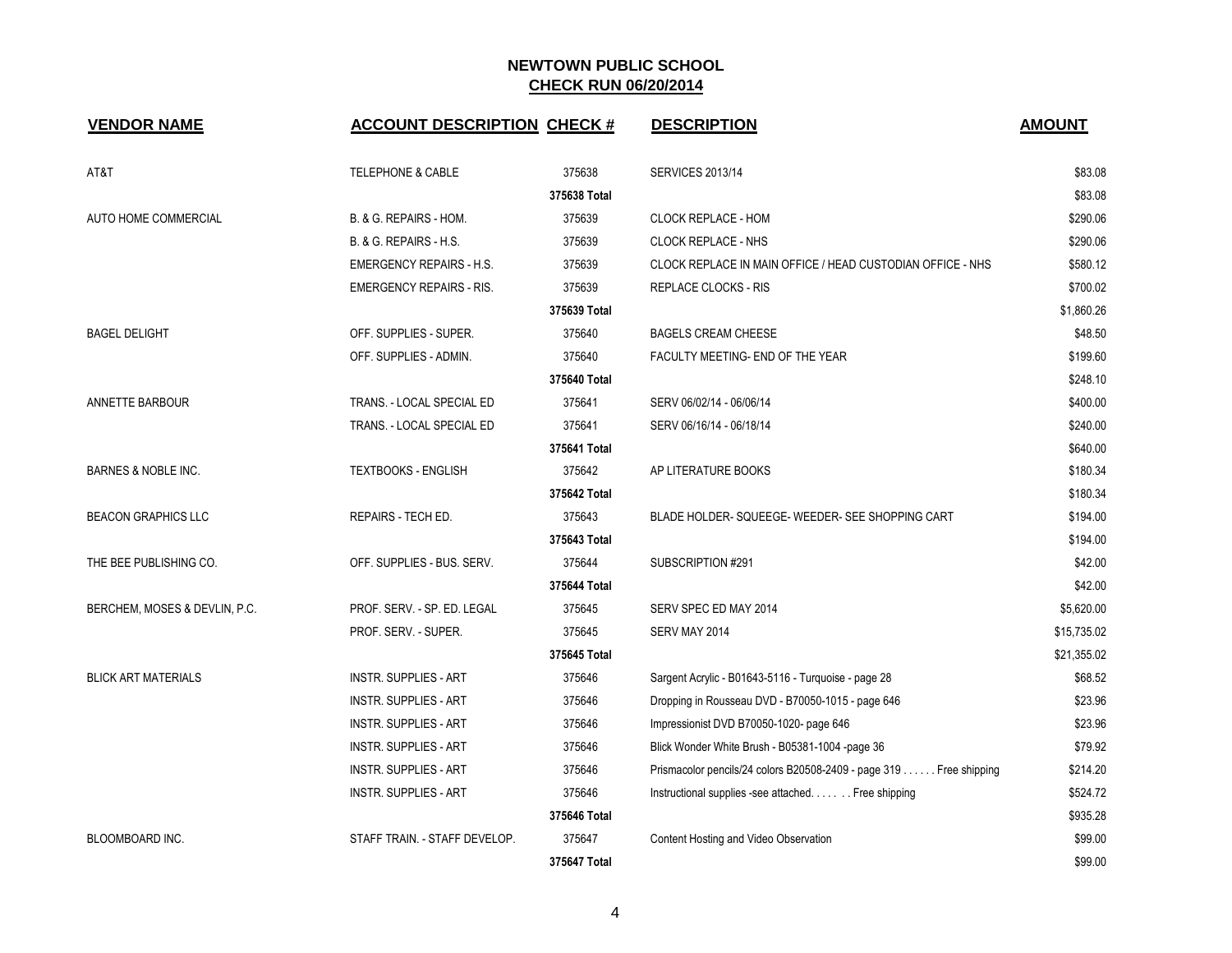# NEWTOWN PUBLIC SCHOOL

## CHECK RUN 06/20/2014

| VENDOR NAME | ACCOUNT DESCRIPTION | CHECK # | DESCRIPTION | AMOUNT |
|---|---|---|---|---|
| AT&T | TELEPHONE & CABLE | 375638 | SERVICES 2013/14 | $83.08 |
| | | 375638 Total | | $83.08 |
| AUTO HOME COMMERCIAL | B. & G. REPAIRS - HOM. | 375639 | CLOCK REPLACE - HOM | $290.06 |
| | B. & G. REPAIRS - H.S. | 375639 | CLOCK REPLACE - NHS | $290.06 |
| | EMERGENCY REPAIRS - H.S. | 375639 | CLOCK REPLACE IN MAIN OFFICE / HEAD CUSTODIAN OFFICE - NHS | $580.12 |
| | EMERGENCY REPAIRS - RIS. | 375639 | REPLACE CLOCKS - RIS | $700.02 |
| | | 375639 Total | | $1,860.26 |
| BAGEL DELIGHT | OFF. SUPPLIES - SUPER. | 375640 | BAGELS CREAM CHEESE | $48.50 |
| | OFF. SUPPLIES - ADMIN. | 375640 | FACULTY MEETING- END OF THE YEAR | $199.60 |
| | | 375640 Total | | $248.10 |
| ANNETTE BARBOUR | TRANS. - LOCAL SPECIAL ED | 375641 | SERV 06/02/14 - 06/06/14 | $400.00 |
| | TRANS. - LOCAL SPECIAL ED | 375641 | SERV 06/16/14 - 06/18/14 | $240.00 |
| | | 375641 Total | | $640.00 |
| BARNES & NOBLE INC. | TEXTBOOKS - ENGLISH | 375642 | AP LITERATURE BOOKS | $180.34 |
| | | 375642 Total | | $180.34 |
| BEACON GRAPHICS LLC | REPAIRS - TECH ED. | 375643 | BLADE HOLDER- SQUEEGE- WEEDER- SEE SHOPPING CART | $194.00 |
| | | 375643 Total | | $194.00 |
| THE BEE PUBLISHING CO. | OFF. SUPPLIES - BUS. SERV. | 375644 | SUBSCRIPTION #291 | $42.00 |
| | | 375644 Total | | $42.00 |
| BERCHEM, MOSES & DEVLIN, P.C. | PROF. SERV. - SP. ED. LEGAL | 375645 | SERV SPEC ED MAY 2014 | $5,620.00 |
| | PROF. SERV. - SUPER. | 375645 | SERV MAY 2014 | $15,735.02 |
| | | 375645 Total | | $21,355.02 |
| BLICK ART MATERIALS | INSTR. SUPPLIES - ART | 375646 | Sargent Acrylic - B01643-5116 - Turquoise - page 28 | $68.52 |
| | INSTR. SUPPLIES - ART | 375646 | Dropping in Rousseau DVD - B70050-1015 - page 646 | $23.96 |
| | INSTR. SUPPLIES - ART | 375646 | Impressionist DVD B70050-1020- page 646 | $23.96 |
| | INSTR. SUPPLIES - ART | 375646 | Blick Wonder White Brush - B05381-1004 -page 36 | $79.92 |
| | INSTR. SUPPLIES - ART | 375646 | Prismacolor pencils/24 colors B20508-2409 - page 319 . . . . . . Free shipping | $214.20 |
| | INSTR. SUPPLIES - ART | 375646 | Instructional supplies -see attached. . . . . . . Free shipping | $524.72 |
| | | 375646 Total | | $935.28 |
| BLOOMBOARD INC. | STAFF TRAIN. - STAFF DEVELOP. | 375647 | Content Hosting and Video Observation | $99.00 |
| | | 375647 Total | | $99.00 |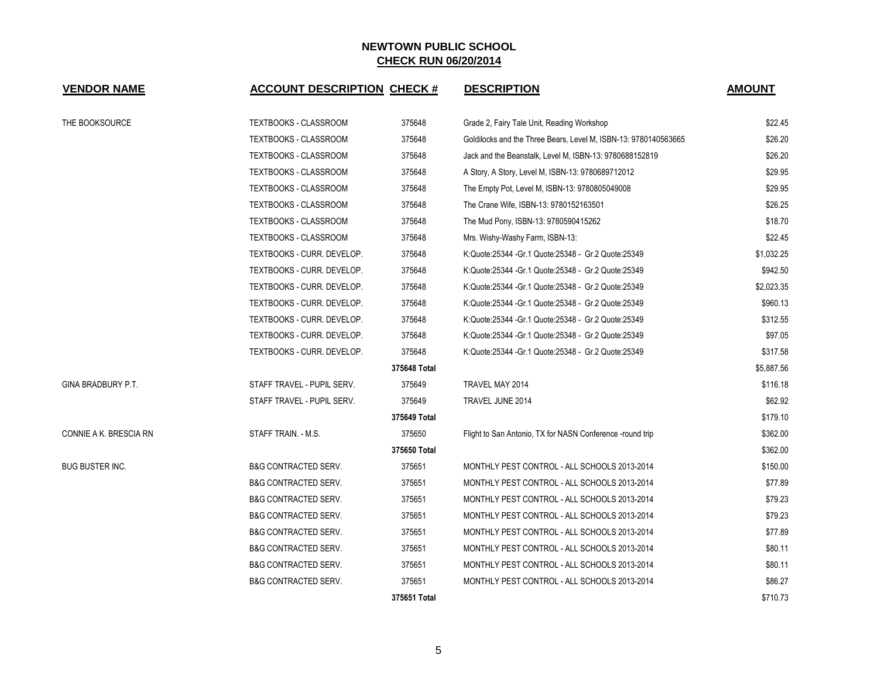## NEWTOWN PUBLIC SCHOOL
## CHECK RUN 06/20/2014

| VENDOR NAME | ACCOUNT DESCRIPTION | CHECK # | DESCRIPTION | AMOUNT |
|---|---|---|---|---|
| THE BOOKSOURCE | TEXTBOOKS - CLASSROOM | 375648 | Grade 2, Fairy Tale Unit, Reading Workshop | $22.45 |
| | TEXTBOOKS - CLASSROOM | 375648 | Goldilocks and the Three Bears, Level M, ISBN-13: 9780140563665 | $26.20 |
| | TEXTBOOKS - CLASSROOM | 375648 | Jack and the Beanstalk, Level M, ISBN-13: 9780688152819 | $26.20 |
| | TEXTBOOKS - CLASSROOM | 375648 | A Story, A Story, Level M, ISBN-13: 9780689712012 | $29.95 |
| | TEXTBOOKS - CLASSROOM | 375648 | The Empty Pot, Level M, ISBN-13: 9780805049008 | $29.95 |
| | TEXTBOOKS - CLASSROOM | 375648 | The Crane Wife, ISBN-13: 9780152163501 | $26.25 |
| | TEXTBOOKS - CLASSROOM | 375648 | The Mud Pony, ISBN-13: 9780590415262 | $18.70 |
| | TEXTBOOKS - CLASSROOM | 375648 | Mrs. Wishy-Washy Farm, ISBN-13: | $22.45 |
| | TEXTBOOKS - CURR. DEVELOP. | 375648 | K:Quote:25344 -Gr.1 Quote:25348 - Gr.2 Quote:25349 | $1,032.25 |
| | TEXTBOOKS - CURR. DEVELOP. | 375648 | K:Quote:25344 -Gr.1 Quote:25348 - Gr.2 Quote:25349 | $942.50 |
| | TEXTBOOKS - CURR. DEVELOP. | 375648 | K:Quote:25344 -Gr.1 Quote:25348 - Gr.2 Quote:25349 | $2,023.35 |
| | TEXTBOOKS - CURR. DEVELOP. | 375648 | K:Quote:25344 -Gr.1 Quote:25348 - Gr.2 Quote:25349 | $960.13 |
| | TEXTBOOKS - CURR. DEVELOP. | 375648 | K:Quote:25344 -Gr.1 Quote:25348 - Gr.2 Quote:25349 | $312.55 |
| | TEXTBOOKS - CURR. DEVELOP. | 375648 | K:Quote:25344 -Gr.1 Quote:25348 - Gr.2 Quote:25349 | $97.05 |
| | TEXTBOOKS - CURR. DEVELOP. | 375648 | K:Quote:25344 -Gr.1 Quote:25348 - Gr.2 Quote:25349 | $317.58 |
| | | **375648 Total** | | $5,887.56 |
| GINA BRADBURY P.T. | STAFF TRAVEL - PUPIL SERV. | 375649 | TRAVEL MAY 2014 | $116.18 |
| | STAFF TRAVEL - PUPIL SERV. | 375649 | TRAVEL JUNE 2014 | $62.92 |
| | | **375649 Total** | | $179.10 |
| CONNIE A K. BRESCIA RN | STAFF TRAIN. - M.S. | 375650 | Flight to San Antonio, TX for NASN Conference -round trip | $362.00 |
| | | **375650 Total** | | $362.00 |
| BUG BUSTER INC. | B&G CONTRACTED SERV. | 375651 | MONTHLY PEST CONTROL - ALL SCHOOLS 2013-2014 | $150.00 |
| | B&G CONTRACTED SERV. | 375651 | MONTHLY PEST CONTROL - ALL SCHOOLS 2013-2014 | $77.89 |
| | B&G CONTRACTED SERV. | 375651 | MONTHLY PEST CONTROL - ALL SCHOOLS 2013-2014 | $79.23 |
| | B&G CONTRACTED SERV. | 375651 | MONTHLY PEST CONTROL - ALL SCHOOLS 2013-2014 | $79.23 |
| | B&G CONTRACTED SERV. | 375651 | MONTHLY PEST CONTROL - ALL SCHOOLS 2013-2014 | $77.89 |
| | B&G CONTRACTED SERV. | 375651 | MONTHLY PEST CONTROL - ALL SCHOOLS 2013-2014 | $80.11 |
| | B&G CONTRACTED SERV. | 375651 | MONTHLY PEST CONTROL - ALL SCHOOLS 2013-2014 | $80.11 |
| | B&G CONTRACTED SERV. | 375651 | MONTHLY PEST CONTROL - ALL SCHOOLS 2013-2014 | $86.27 |
| | | **375651 Total** | | $710.73 |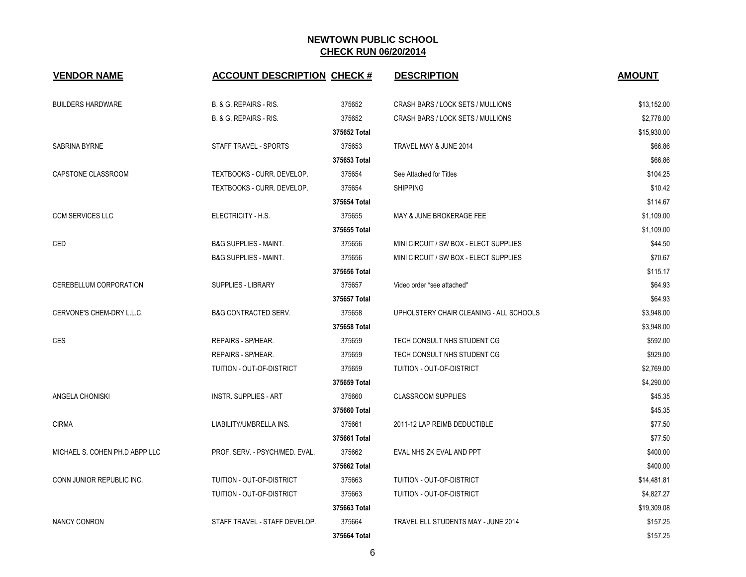# NEWTOWN PUBLIC SCHOOL

## CHECK RUN 06/20/2014

| VENDOR NAME | ACCOUNT DESCRIPTION | CHECK # | DESCRIPTION | AMOUNT |
|---|---|---|---|---|
| BUILDERS HARDWARE | B. & G. REPAIRS - RIS. | 375652 | CRASH BARS / LOCK SETS / MULLIONS | $13,152.00 |
| | B. & G. REPAIRS - RIS. | 375652 | CRASH BARS / LOCK SETS / MULLIONS | $2,778.00 |
| | | 375652 Total | | $15,930.00 |
| SABRINA BYRNE | STAFF TRAVEL - SPORTS | 375653 | TRAVEL MAY & JUNE 2014 | $66.86 |
| | | 375653 Total | | $66.86 |
| CAPSTONE CLASSROOM | TEXTBOOKS - CURR. DEVELOP. | 375654 | See Attached for Titles | $104.25 |
| | TEXTBOOKS - CURR. DEVELOP. | 375654 | SHIPPING | $10.42 |
| | | 375654 Total | | $114.67 |
| CCM SERVICES LLC | ELECTRICITY - H.S. | 375655 | MAY & JUNE BROKERAGE FEE | $1,109.00 |
| | | 375655 Total | | $1,109.00 |
| CED | B&G SUPPLIES - MAINT. | 375656 | MINI CIRCUIT / SW BOX - ELECT SUPPLIES | $44.50 |
| | B&G SUPPLIES - MAINT. | 375656 | MINI CIRCUIT / SW BOX - ELECT SUPPLIES | $70.67 |
| | | 375656 Total | | $115.17 |
| CEREBELLUM CORPORATION | SUPPLIES - LIBRARY | 375657 | Video order *see attached* | $64.93 |
| | | 375657 Total | | $64.93 |
| CERVONE'S CHEM-DRY L.L.C. | B&G CONTRACTED SERV. | 375658 | UPHOLSTERY CHAIR CLEANING - ALL SCHOOLS | $3,948.00 |
| | | 375658 Total | | $3,948.00 |
| CES | REPAIRS - SP/HEAR. | 375659 | TECH CONSULT NHS STUDENT CG | $592.00 |
| | REPAIRS - SP/HEAR. | 375659 | TECH CONSULT NHS STUDENT CG | $929.00 |
| | TUITION - OUT-OF-DISTRICT | 375659 | TUITION - OUT-OF-DISTRICT | $2,769.00 |
| | | 375659 Total | | $4,290.00 |
| ANGELA CHONISKI | INSTR. SUPPLIES - ART | 375660 | CLASSROOM SUPPLIES | $45.35 |
| | | 375660 Total | | $45.35 |
| CIRMA | LIABILITY/UMBRELLA INS. | 375661 | 2011-12 LAP REIMB DEDUCTIBLE | $77.50 |
| | | 375661 Total | | $77.50 |
| MICHAEL S. COHEN PH.D ABPP LLC | PROF. SERV. - PSYCH/MED. EVAL. | 375662 | EVAL NHS ZK EVAL AND PPT | $400.00 |
| | | 375662 Total | | $400.00 |
| CONN JUNIOR REPUBLIC INC. | TUITION - OUT-OF-DISTRICT | 375663 | TUITION - OUT-OF-DISTRICT | $14,481.81 |
| | TUITION - OUT-OF-DISTRICT | 375663 | TUITION - OUT-OF-DISTRICT | $4,827.27 |
| | | 375663 Total | | $19,309.08 |
| NANCY CONRON | STAFF TRAVEL - STAFF DEVELOP. | 375664 | TRAVEL ELL STUDENTS MAY - JUNE 2014 | $157.25 |
| | | 375664 Total | | $157.25 |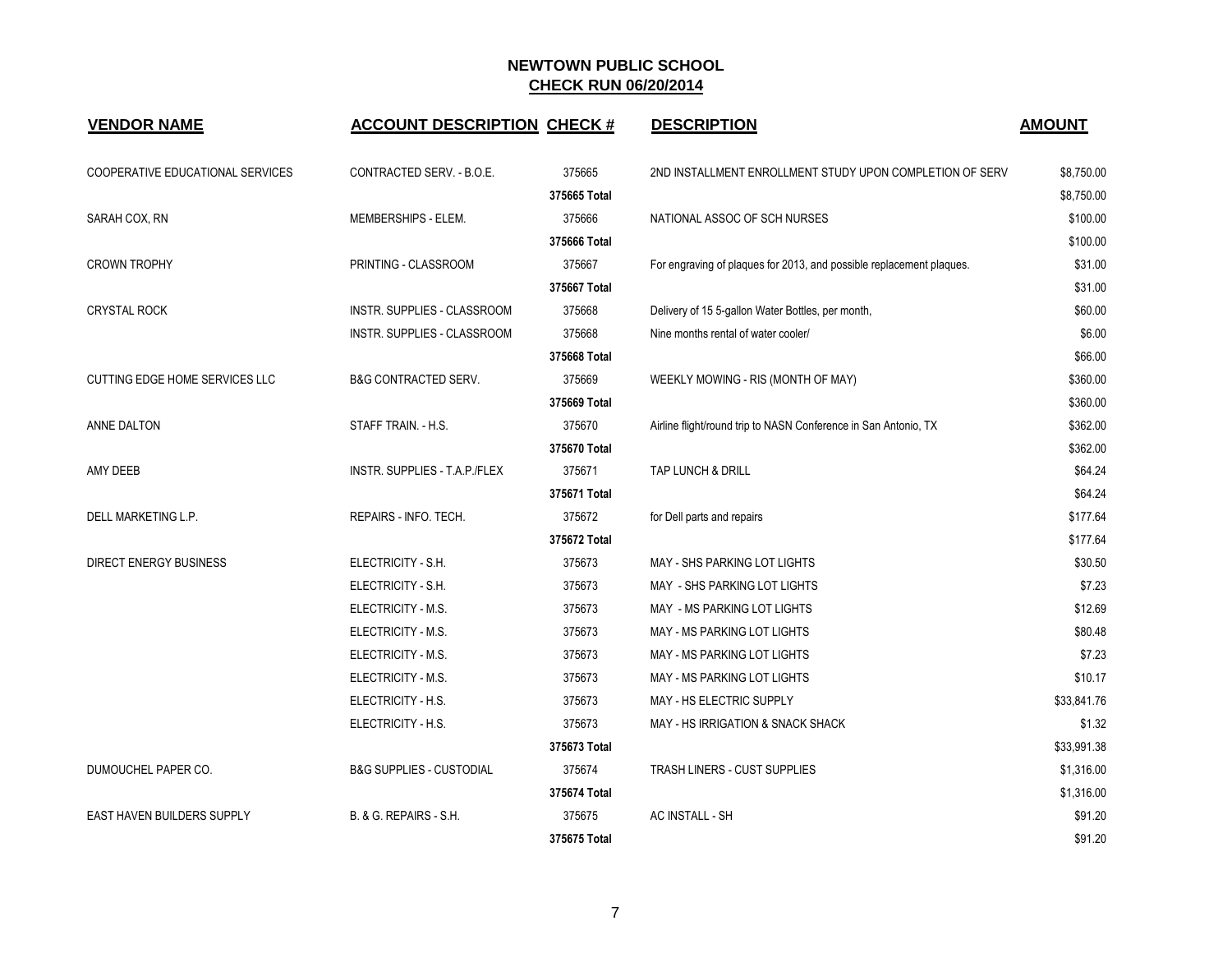# NEWTOWN PUBLIC SCHOOL

## CHECK RUN 06/20/2014

| VENDOR NAME | ACCOUNT DESCRIPTION | CHECK # | DESCRIPTION | AMOUNT |
|---|---|---|---|---|
| COOPERATIVE EDUCATIONAL SERVICES | CONTRACTED SERV. - B.O.E. | 375665 | 2ND INSTALLMENT ENROLLMENT STUDY UPON COMPLETION OF SERV | $8,750.00 |
| | | 375665 Total | | $8,750.00 |
| SARAH COX, RN | MEMBERSHIPS - ELEM. | 375666 | NATIONAL ASSOC OF SCH NURSES | $100.00 |
| | | 375666 Total | | $100.00 |
| CROWN TROPHY | PRINTING - CLASSROOM | 375667 | For engraving of plaques for 2013, and possible replacement plaques. | $31.00 |
| | | 375667 Total | | $31.00 |
| CRYSTAL ROCK | INSTR. SUPPLIES - CLASSROOM | 375668 | Delivery of 15 5-gallon Water Bottles, per month, | $60.00 |
| | INSTR. SUPPLIES - CLASSROOM | 375668 | Nine months rental of water cooler/ | $6.00 |
| | | 375668 Total | | $66.00 |
| CUTTING EDGE HOME SERVICES LLC | B&G CONTRACTED SERV. | 375669 | WEEKLY MOWING - RIS (MONTH OF MAY) | $360.00 |
| | | 375669 Total | | $360.00 |
| ANNE DALTON | STAFF TRAIN. - H.S. | 375670 | Airline flight/round trip to NASN Conference in San Antonio, TX | $362.00 |
| | | 375670 Total | | $362.00 |
| AMY DEEB | INSTR. SUPPLIES - T.A.P./FLEX | 375671 | TAP LUNCH & DRILL | $64.24 |
| | | 375671 Total | | $64.24 |
| DELL MARKETING L.P. | REPAIRS - INFO. TECH. | 375672 | for Dell parts and repairs | $177.64 |
| | | 375672 Total | | $177.64 |
| DIRECT ENERGY BUSINESS | ELECTRICITY - S.H. | 375673 | MAY - SHS PARKING LOT LIGHTS | $30.50 |
| | ELECTRICITY - S.H. | 375673 | MAY - SHS PARKING LOT LIGHTS | $7.23 |
| | ELECTRICITY - M.S. | 375673 | MAY - MS PARKING LOT LIGHTS | $12.69 |
| | ELECTRICITY - M.S. | 375673 | MAY - MS PARKING LOT LIGHTS | $80.48 |
| | ELECTRICITY - M.S. | 375673 | MAY - MS PARKING LOT LIGHTS | $7.23 |
| | ELECTRICITY - M.S. | 375673 | MAY - MS PARKING LOT LIGHTS | $10.17 |
| | ELECTRICITY - H.S. | 375673 | MAY - HS ELECTRIC SUPPLY | $33,841.76 |
| | ELECTRICITY - H.S. | 375673 | MAY - HS IRRIGATION & SNACK SHACK | $1.32 |
| | | 375673 Total | | $33,991.38 |
| DUMOUCHEL PAPER CO. | B&G SUPPLIES - CUSTODIAL | 375674 | TRASH LINERS - CUST SUPPLIES | $1,316.00 |
| | | 375674 Total | | $1,316.00 |
| EAST HAVEN BUILDERS SUPPLY | B. & G. REPAIRS - S.H. | 375675 | AC INSTALL - SH | $91.20 |
| | | 375675 Total | | $91.20 |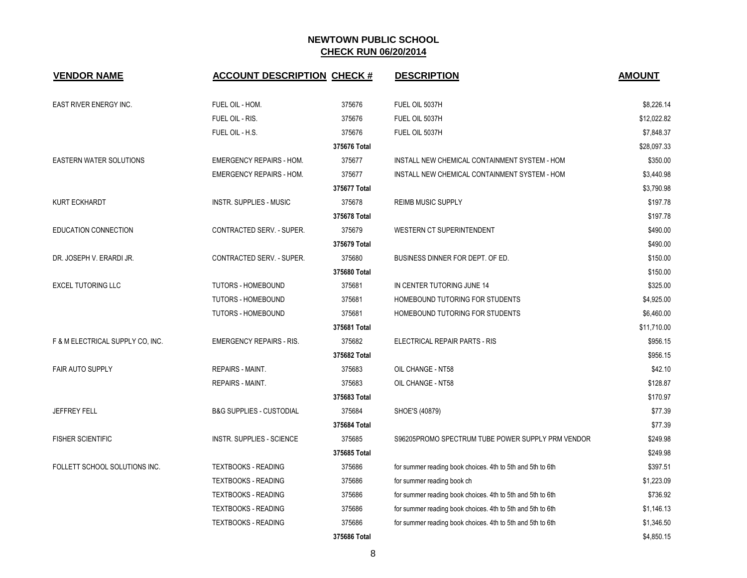## NEWTOWN PUBLIC SCHOOL
## CHECK RUN 06/20/2014

| VENDOR NAME | ACCOUNT DESCRIPTION | CHECK # | DESCRIPTION | AMOUNT |
|---|---|---|---|---|
| EAST RIVER ENERGY INC. | FUEL OIL - HOM. | 375676 | FUEL OIL 5037H | $8,226.14 |
| | FUEL OIL - RIS. | 375676 | FUEL OIL 5037H | $12,022.82 |
| | FUEL OIL - H.S. | 375676 | FUEL OIL 5037H | $7,848.37 |
| | | **375676 Total** | | $28,097.33 |
| EASTERN WATER SOLUTIONS | EMERGENCY REPAIRS - HOM. | 375677 | INSTALL NEW CHEMICAL CONTAINMENT SYSTEM - HOM | $350.00 |
| | EMERGENCY REPAIRS - HOM. | 375677 | INSTALL NEW CHEMICAL CONTAINMENT SYSTEM - HOM | $3,440.98 |
| | | **375677 Total** | | $3,790.98 |
| KURT ECKHARDT | INSTR. SUPPLIES - MUSIC | 375678 | REIMB MUSIC SUPPLY | $197.78 |
| | | **375678 Total** | | $197.78 |
| EDUCATION CONNECTION | CONTRACTED SERV. - SUPER. | 375679 | WESTERN CT SUPERINTENDENT | $490.00 |
| | | **375679 Total** | | $490.00 |
| DR. JOSEPH V. ERARDI JR. | CONTRACTED SERV. - SUPER. | 375680 | BUSINESS DINNER FOR DEPT. OF ED. | $150.00 |
| | | **375680 Total** | | $150.00 |
| EXCEL TUTORING LLC | TUTORS - HOMEBOUND | 375681 | IN CENTER TUTORING JUNE 14 | $325.00 |
| | TUTORS - HOMEBOUND | 375681 | HOMEBOUND TUTORING FOR STUDENTS | $4,925.00 |
| | TUTORS - HOMEBOUND | 375681 | HOMEBOUND TUTORING FOR STUDENTS | $6,460.00 |
| | | **375681 Total** | | $11,710.00 |
| F & M ELECTRICAL SUPPLY CO, INC. | EMERGENCY REPAIRS - RIS. | 375682 | ELECTRICAL REPAIR PARTS - RIS | $956.15 |
| | | **375682 Total** | | $956.15 |
| FAIR AUTO SUPPLY | REPAIRS - MAINT. | 375683 | OIL CHANGE - NT58 | $42.10 |
| | REPAIRS - MAINT. | 375683 | OIL CHANGE - NT58 | $128.87 |
| | | **375683 Total** | | $170.97 |
| JEFFREY FELL | B&G SUPPLIES - CUSTODIAL | 375684 | SHOE'S (40879) | $77.39 |
| | | **375684 Total** | | $77.39 |
| FISHER SCIENTIFIC | INSTR. SUPPLIES - SCIENCE | 375685 | S96205PROMO SPECTRUM TUBE POWER SUPPLY PRM VENDOR | $249.98 |
| | | **375685 Total** | | $249.98 |
| FOLLETT SCHOOL SOLUTIONS INC. | TEXTBOOKS - READING | 375686 | for summer reading book choices. 4th to 5th and 5th to 6th | $397.51 |
| | TEXTBOOKS - READING | 375686 | for summer reading book ch | $1,223.09 |
| | TEXTBOOKS - READING | 375686 | for summer reading book choices. 4th to 5th and 5th to 6th | $736.92 |
| | TEXTBOOKS - READING | 375686 | for summer reading book choices. 4th to 5th and 5th to 6th | $1,146.13 |
| | TEXTBOOKS - READING | 375686 | for summer reading book choices. 4th to 5th and 5th to 6th | $1,346.50 |
| | | **375686 Total** | | $4,850.15 |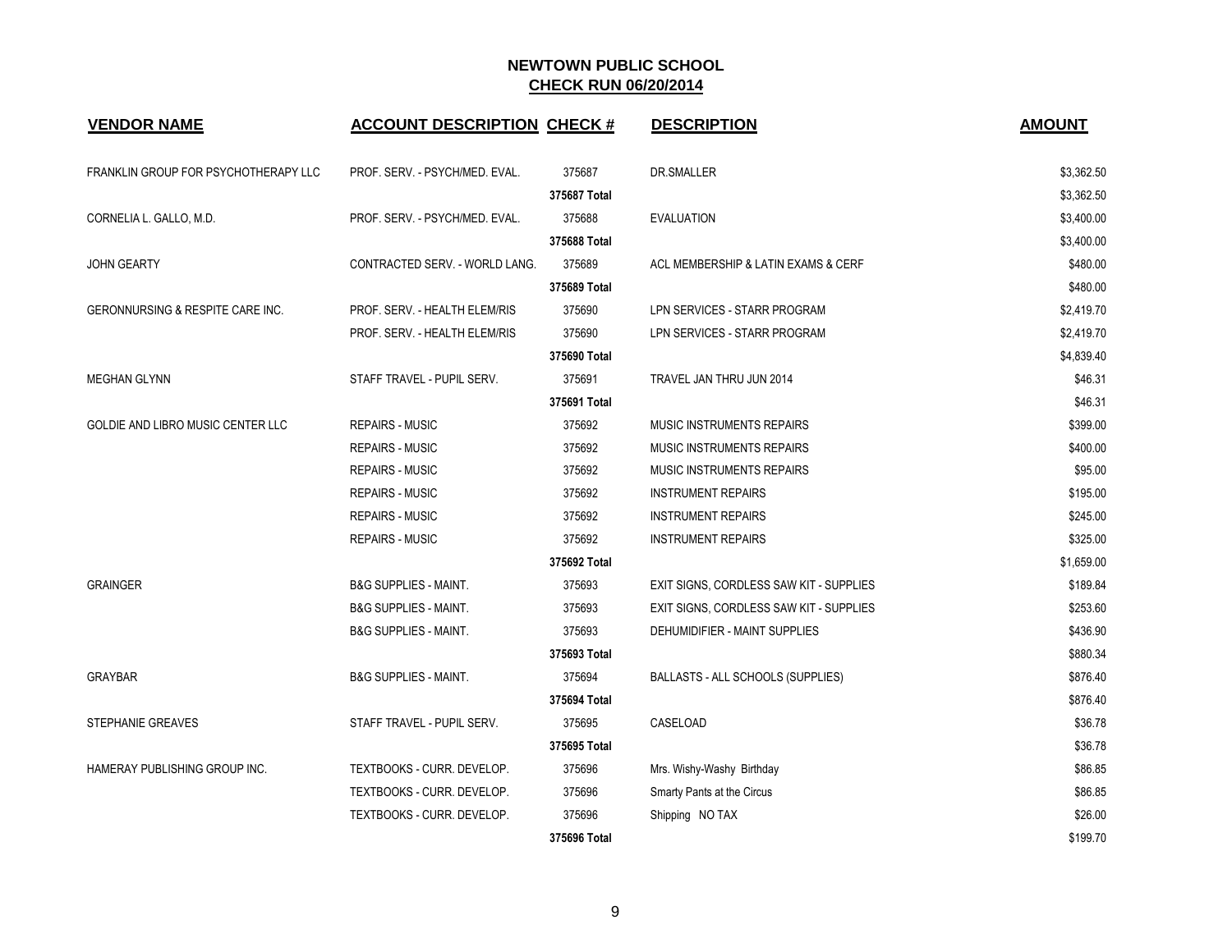## NEWTOWN PUBLIC SCHOOL
## CHECK RUN 06/20/2014

| VENDOR NAME | ACCOUNT DESCRIPTION | CHECK # | DESCRIPTION | AMOUNT |
|---|---|---|---|---|
| FRANKLIN GROUP FOR PSYCHOTHERAPY LLC | PROF. SERV. - PSYCH/MED. EVAL. | 375687 | DR.SMALLER | $3,362.50 |
| | | 375687 Total | | $3,362.50 |
| CORNELIA L. GALLO, M.D. | PROF. SERV. - PSYCH/MED. EVAL. | 375688 | EVALUATION | $3,400.00 |
| | | 375688 Total | | $3,400.00 |
| JOHN GEARTY | CONTRACTED SERV. - WORLD LANG. | 375689 | ACL MEMBERSHIP & LATIN EXAMS & CERF | $480.00 |
| | | 375689 Total | | $480.00 |
| GERONNURSING & RESPITE CARE INC. | PROF. SERV. - HEALTH ELEM/RIS | 375690 | LPN SERVICES - STARR PROGRAM | $2,419.70 |
| | PROF. SERV. - HEALTH ELEM/RIS | 375690 | LPN SERVICES - STARR PROGRAM | $2,419.70 |
| | | 375690 Total | | $4,839.40 |
| MEGHAN GLYNN | STAFF TRAVEL - PUPIL SERV. | 375691 | TRAVEL JAN THRU JUN 2014 | $46.31 |
| | | 375691 Total | | $46.31 |
| GOLDIE AND LIBRO MUSIC CENTER LLC | REPAIRS - MUSIC | 375692 | MUSIC INSTRUMENTS REPAIRS | $399.00 |
| | REPAIRS - MUSIC | 375692 | MUSIC INSTRUMENTS REPAIRS | $400.00 |
| | REPAIRS - MUSIC | 375692 | MUSIC INSTRUMENTS REPAIRS | $95.00 |
| | REPAIRS - MUSIC | 375692 | INSTRUMENT REPAIRS | $195.00 |
| | REPAIRS - MUSIC | 375692 | INSTRUMENT REPAIRS | $245.00 |
| | REPAIRS - MUSIC | 375692 | INSTRUMENT REPAIRS | $325.00 |
| | | 375692 Total | | $1,659.00 |
| GRAINGER | B&G SUPPLIES - MAINT. | 375693 | EXIT SIGNS, CORDLESS SAW KIT - SUPPLIES | $189.84 |
| | B&G SUPPLIES - MAINT. | 375693 | EXIT SIGNS, CORDLESS SAW KIT - SUPPLIES | $253.60 |
| | B&G SUPPLIES - MAINT. | 375693 | DEHUMIDIFIER - MAINT SUPPLIES | $436.90 |
| | | 375693 Total | | $880.34 |
| GRAYBAR | B&G SUPPLIES - MAINT. | 375694 | BALLASTS - ALL SCHOOLS (SUPPLIES) | $876.40 |
| | | 375694 Total | | $876.40 |
| STEPHANIE GREAVES | STAFF TRAVEL - PUPIL SERV. | 375695 | CASELOAD | $36.78 |
| | | 375695 Total | | $36.78 |
| HAMERAY PUBLISHING GROUP INC. | TEXTBOOKS - CURR. DEVELOP. | 375696 | Mrs. Wishy-Washy Birthday | $86.85 |
| | TEXTBOOKS - CURR. DEVELOP. | 375696 | Smarty Pants at the Circus | $86.85 |
| | TEXTBOOKS - CURR. DEVELOP. | 375696 | Shipping NO TAX | $26.00 |
| | | 375696 Total | | $199.70 |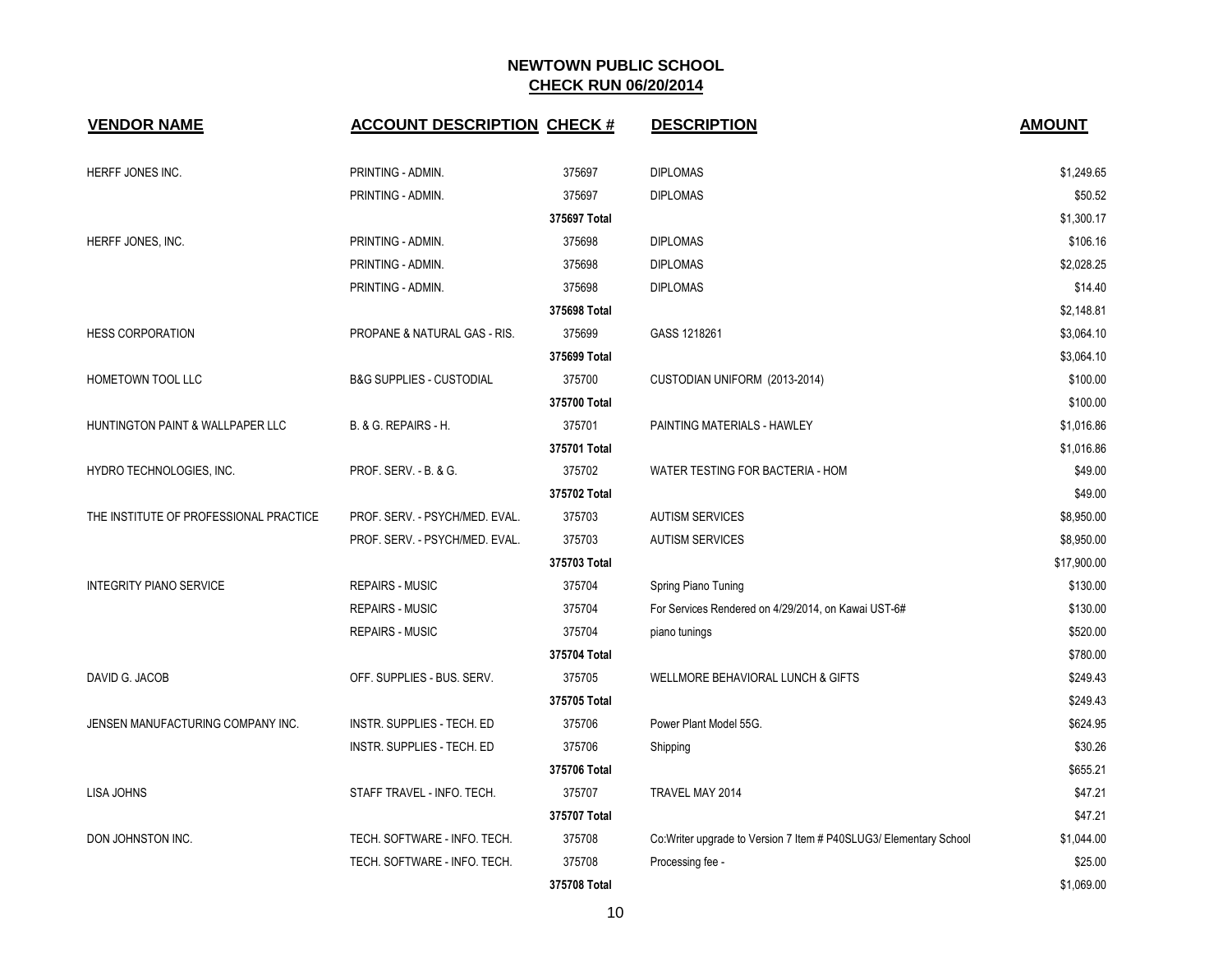# NEWTOWN PUBLIC SCHOOL
## CHECK RUN 06/20/2014

| VENDOR NAME | ACCOUNT DESCRIPTION | CHECK # | DESCRIPTION | AMOUNT |
|---|---|---|---|---|
| HERFF JONES INC. | PRINTING - ADMIN. | 375697 | DIPLOMAS | $1,249.65 |
| | PRINTING - ADMIN. | 375697 | DIPLOMAS | $50.52 |
| | | **375697 Total** | | $1,300.17 |
| HERFF JONES, INC. | PRINTING - ADMIN. | 375698 | DIPLOMAS | $106.16 |
| | PRINTING - ADMIN. | 375698 | DIPLOMAS | $2,028.25 |
| | PRINTING - ADMIN. | 375698 | DIPLOMAS | $14.40 |
| | | **375698 Total** | | $2,148.81 |
| HESS CORPORATION | PROPANE & NATURAL GAS - RIS. | 375699 | GASS 1218261 | $3,064.10 |
| | | **375699 Total** | | $3,064.10 |
| HOMETOWN TOOL LLC | B&G SUPPLIES - CUSTODIAL | 375700 | CUSTODIAN UNIFORM (2013-2014) | $100.00 |
| | | **375700 Total** | | $100.00 |
| HUNTINGTON PAINT & WALLPAPER LLC | B. & G. REPAIRS - H. | 375701 | PAINTING MATERIALS - HAWLEY | $1,016.86 |
| | | **375701 Total** | | $1,016.86 |
| HYDRO TECHNOLOGIES, INC. | PROF. SERV. - B. & G. | 375702 | WATER TESTING FOR BACTERIA - HOM | $49.00 |
| | | **375702 Total** | | $49.00 |
| THE INSTITUTE OF PROFESSIONAL PRACTICE | PROF. SERV. - PSYCH/MED. EVAL. | 375703 | AUTISM SERVICES | $8,950.00 |
| | PROF. SERV. - PSYCH/MED. EVAL. | 375703 | AUTISM SERVICES | $8,950.00 |
| | | **375703 Total** | | $17,900.00 |
| INTEGRITY PIANO SERVICE | REPAIRS - MUSIC | 375704 | Spring Piano Tuning | $130.00 |
| | REPAIRS - MUSIC | 375704 | For Services Rendered on 4/29/2014, on Kawai UST-6# | $130.00 |
| | REPAIRS - MUSIC | 375704 | piano tunings | $520.00 |
| | | **375704 Total** | | $780.00 |
| DAVID G. JACOB | OFF. SUPPLIES - BUS. SERV. | 375705 | WELLMORE BEHAVIORAL LUNCH & GIFTS | $249.43 |
| | | **375705 Total** | | $249.43 |
| JENSEN MANUFACTURING COMPANY INC. | INSTR. SUPPLIES - TECH. ED | 375706 | Power Plant Model 55G. | $624.95 |
| | INSTR. SUPPLIES - TECH. ED | 375706 | Shipping | $30.26 |
| | | **375706 Total** | | $655.21 |
| LISA JOHNS | STAFF TRAVEL - INFO. TECH. | 375707 | TRAVEL MAY 2014 | $47.21 |
| | | **375707 Total** | | $47.21 |
| DON JOHNSTON INC. | TECH. SOFTWARE - INFO. TECH. | 375708 | Co:Writer upgrade to Version 7 Item # P40SLUG3/ Elementary School | $1,044.00 |
| | TECH. SOFTWARE - INFO. TECH. | 375708 | Processing fee - | $25.00 |
| | | **375708 Total** | | $1,069.00 |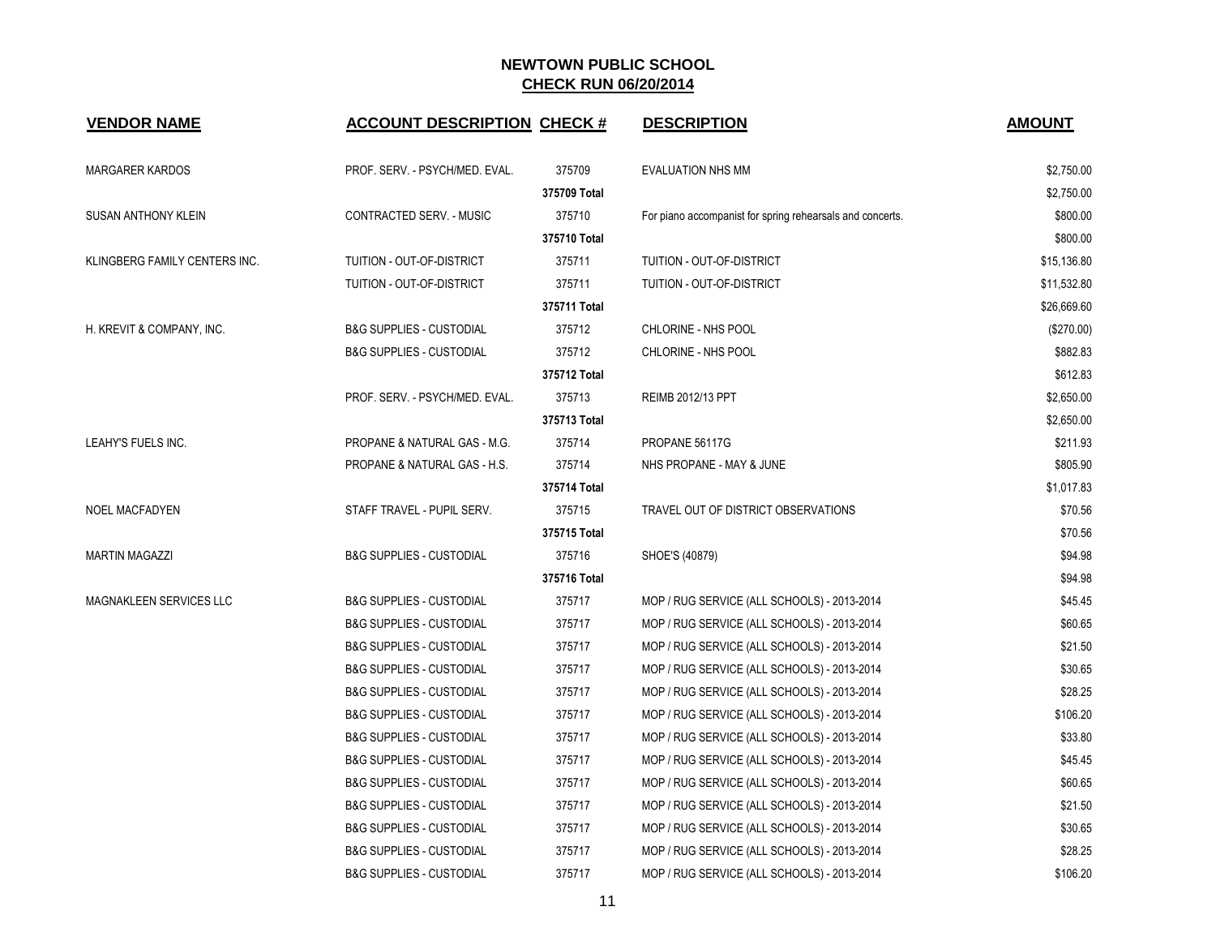# NEWTOWN PUBLIC SCHOOL

## CHECK RUN 06/20/2014

| VENDOR NAME | ACCOUNT DESCRIPTION | CHECK # | DESCRIPTION | AMOUNT |
|---|---|---|---|---|
| MARGARER KARDOS | PROF. SERV. - PSYCH/MED. EVAL. | 375709 | EVALUATION NHS MM | $2,750.00 |
| | | 375709 Total | | $2,750.00 |
| SUSAN ANTHONY KLEIN | CONTRACTED SERV. - MUSIC | 375710 | For piano accompanist for spring rehearsals and concerts. | $800.00 |
| | | 375710 Total | | $800.00 |
| KLINGBERG FAMILY CENTERS INC. | TUITION - OUT-OF-DISTRICT | 375711 | TUITION - OUT-OF-DISTRICT | $15,136.80 |
| | TUITION - OUT-OF-DISTRICT | 375711 | TUITION - OUT-OF-DISTRICT | $11,532.80 |
| | | 375711 Total | | $26,669.60 |
| H. KREVIT & COMPANY, INC. | B&G SUPPLIES - CUSTODIAL | 375712 | CHLORINE - NHS POOL | ($270.00) |
| | B&G SUPPLIES - CUSTODIAL | 375712 | CHLORINE - NHS POOL | $882.83 |
| | | 375712 Total | | $612.83 |
| | PROF. SERV. - PSYCH/MED. EVAL. | 375713 | REIMB 2012/13 PPT | $2,650.00 |
| | | 375713 Total | | $2,650.00 |
| LEAHY'S FUELS INC. | PROPANE & NATURAL GAS - M.G. | 375714 | PROPANE 56117G | $211.93 |
| | PROPANE & NATURAL GAS - H.S. | 375714 | NHS PROPANE - MAY & JUNE | $805.90 |
| | | 375714 Total | | $1,017.83 |
| NOEL MACFADYEN | STAFF TRAVEL - PUPIL SERV. | 375715 | TRAVEL OUT OF DISTRICT OBSERVATIONS | $70.56 |
| | | 375715 Total | | $70.56 |
| MARTIN MAGAZZI | B&G SUPPLIES - CUSTODIAL | 375716 | SHOE'S (40879) | $94.98 |
| | | 375716 Total | | $94.98 |
| MAGNAKLEEN SERVICES LLC | B&G SUPPLIES - CUSTODIAL | 375717 | MOP / RUG SERVICE (ALL SCHOOLS) - 2013-2014 | $45.45 |
| | B&G SUPPLIES - CUSTODIAL | 375717 | MOP / RUG SERVICE (ALL SCHOOLS) - 2013-2014 | $60.65 |
| | B&G SUPPLIES - CUSTODIAL | 375717 | MOP / RUG SERVICE (ALL SCHOOLS) - 2013-2014 | $21.50 |
| | B&G SUPPLIES - CUSTODIAL | 375717 | MOP / RUG SERVICE (ALL SCHOOLS) - 2013-2014 | $30.65 |
| | B&G SUPPLIES - CUSTODIAL | 375717 | MOP / RUG SERVICE (ALL SCHOOLS) - 2013-2014 | $28.25 |
| | B&G SUPPLIES - CUSTODIAL | 375717 | MOP / RUG SERVICE (ALL SCHOOLS) - 2013-2014 | $106.20 |
| | B&G SUPPLIES - CUSTODIAL | 375717 | MOP / RUG SERVICE (ALL SCHOOLS) - 2013-2014 | $33.80 |
| | B&G SUPPLIES - CUSTODIAL | 375717 | MOP / RUG SERVICE (ALL SCHOOLS) - 2013-2014 | $45.45 |
| | B&G SUPPLIES - CUSTODIAL | 375717 | MOP / RUG SERVICE (ALL SCHOOLS) - 2013-2014 | $60.65 |
| | B&G SUPPLIES - CUSTODIAL | 375717 | MOP / RUG SERVICE (ALL SCHOOLS) - 2013-2014 | $21.50 |
| | B&G SUPPLIES - CUSTODIAL | 375717 | MOP / RUG SERVICE (ALL SCHOOLS) - 2013-2014 | $30.65 |
| | B&G SUPPLIES - CUSTODIAL | 375717 | MOP / RUG SERVICE (ALL SCHOOLS) - 2013-2014 | $28.25 |
| | B&G SUPPLIES - CUSTODIAL | 375717 | MOP / RUG SERVICE (ALL SCHOOLS) - 2013-2014 | $106.20 |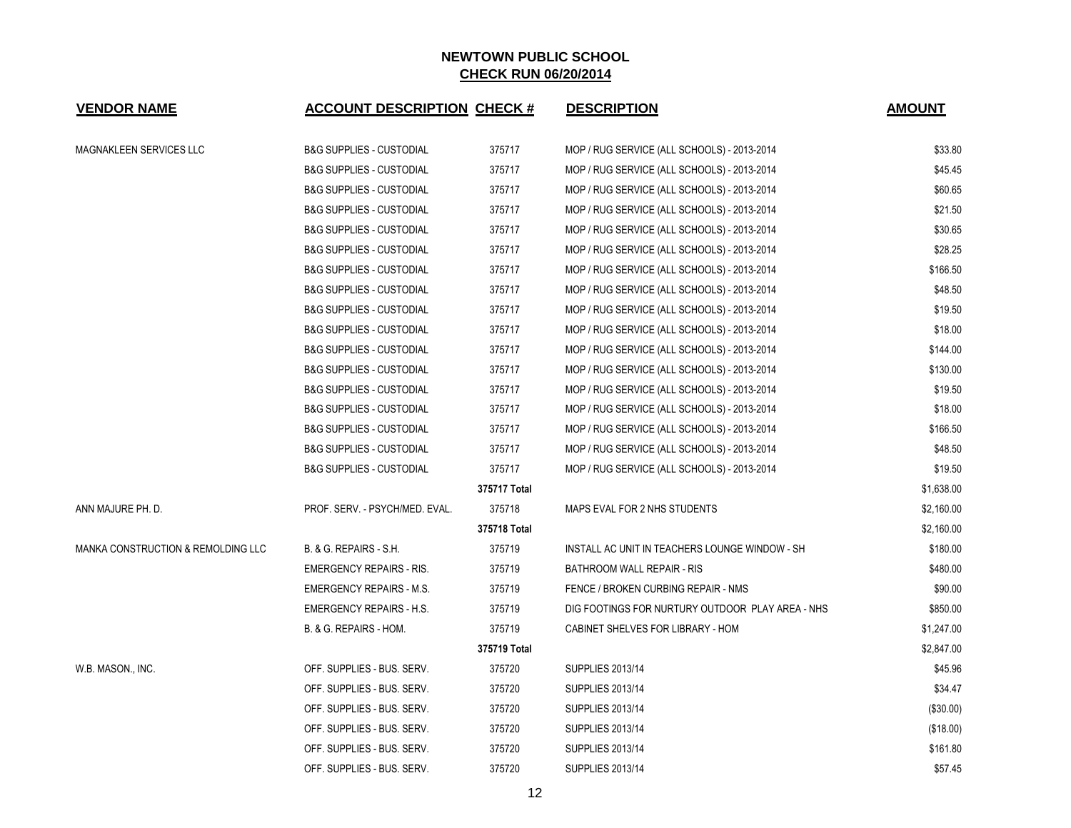## NEWTOWN PUBLIC SCHOOL
## CHECK RUN 06/20/2014

| VENDOR NAME | ACCOUNT DESCRIPTION | CHECK # | DESCRIPTION | AMOUNT |
|---|---|---|---|---|
| MAGNAKLEEN SERVICES LLC | B&G SUPPLIES - CUSTODIAL | 375717 | MOP / RUG SERVICE (ALL SCHOOLS) - 2013-2014 | $33.80 |
| | B&G SUPPLIES - CUSTODIAL | 375717 | MOP / RUG SERVICE (ALL SCHOOLS) - 2013-2014 | $45.45 |
| | B&G SUPPLIES - CUSTODIAL | 375717 | MOP / RUG SERVICE (ALL SCHOOLS) - 2013-2014 | $60.65 |
| | B&G SUPPLIES - CUSTODIAL | 375717 | MOP / RUG SERVICE (ALL SCHOOLS) - 2013-2014 | $21.50 |
| | B&G SUPPLIES - CUSTODIAL | 375717 | MOP / RUG SERVICE (ALL SCHOOLS) - 2013-2014 | $30.65 |
| | B&G SUPPLIES - CUSTODIAL | 375717 | MOP / RUG SERVICE (ALL SCHOOLS) - 2013-2014 | $28.25 |
| | B&G SUPPLIES - CUSTODIAL | 375717 | MOP / RUG SERVICE (ALL SCHOOLS) - 2013-2014 | $166.50 |
| | B&G SUPPLIES - CUSTODIAL | 375717 | MOP / RUG SERVICE (ALL SCHOOLS) - 2013-2014 | $48.50 |
| | B&G SUPPLIES - CUSTODIAL | 375717 | MOP / RUG SERVICE (ALL SCHOOLS) - 2013-2014 | $19.50 |
| | B&G SUPPLIES - CUSTODIAL | 375717 | MOP / RUG SERVICE (ALL SCHOOLS) - 2013-2014 | $18.00 |
| | B&G SUPPLIES - CUSTODIAL | 375717 | MOP / RUG SERVICE (ALL SCHOOLS) - 2013-2014 | $144.00 |
| | B&G SUPPLIES - CUSTODIAL | 375717 | MOP / RUG SERVICE (ALL SCHOOLS) - 2013-2014 | $130.00 |
| | B&G SUPPLIES - CUSTODIAL | 375717 | MOP / RUG SERVICE (ALL SCHOOLS) - 2013-2014 | $19.50 |
| | B&G SUPPLIES - CUSTODIAL | 375717 | MOP / RUG SERVICE (ALL SCHOOLS) - 2013-2014 | $18.00 |
| | B&G SUPPLIES - CUSTODIAL | 375717 | MOP / RUG SERVICE (ALL SCHOOLS) - 2013-2014 | $166.50 |
| | B&G SUPPLIES - CUSTODIAL | 375717 | MOP / RUG SERVICE (ALL SCHOOLS) - 2013-2014 | $48.50 |
| | B&G SUPPLIES - CUSTODIAL | 375717 | MOP / RUG SERVICE (ALL SCHOOLS) - 2013-2014 | $19.50 |
| | | 375717 Total | | $1,638.00 |
| ANN MAJURE PH. D. | PROF. SERV. - PSYCH/MED. EVAL. | 375718 | MAPS EVAL FOR 2 NHS STUDENTS | $2,160.00 |
| | | 375718 Total | | $2,160.00 |
| MANKA CONSTRUCTION & REMOLDING LLC | B. & G. REPAIRS - S.H. | 375719 | INSTALL AC UNIT IN TEACHERS LOUNGE WINDOW - SH | $180.00 |
| | EMERGENCY REPAIRS - RIS. | 375719 | BATHROOM WALL REPAIR - RIS | $480.00 |
| | EMERGENCY REPAIRS - M.S. | 375719 | FENCE / BROKEN CURBING REPAIR - NMS | $90.00 |
| | EMERGENCY REPAIRS - H.S. | 375719 | DIG FOOTINGS FOR NURTURY OUTDOOR PLAY AREA - NHS | $850.00 |
| | B. & G. REPAIRS - HOM. | 375719 | CABINET SHELVES FOR LIBRARY - HOM | $1,247.00 |
| | | 375719 Total | | $2,847.00 |
| W.B. MASON., INC. | OFF. SUPPLIES - BUS. SERV. | 375720 | SUPPLIES 2013/14 | $45.96 |
| | OFF. SUPPLIES - BUS. SERV. | 375720 | SUPPLIES 2013/14 | $34.47 |
| | OFF. SUPPLIES - BUS. SERV. | 375720 | SUPPLIES 2013/14 | ($30.00) |
| | OFF. SUPPLIES - BUS. SERV. | 375720 | SUPPLIES 2013/14 | ($18.00) |
| | OFF. SUPPLIES - BUS. SERV. | 375720 | SUPPLIES 2013/14 | $161.80 |
| | OFF. SUPPLIES - BUS. SERV. | 375720 | SUPPLIES 2013/14 | $57.45 |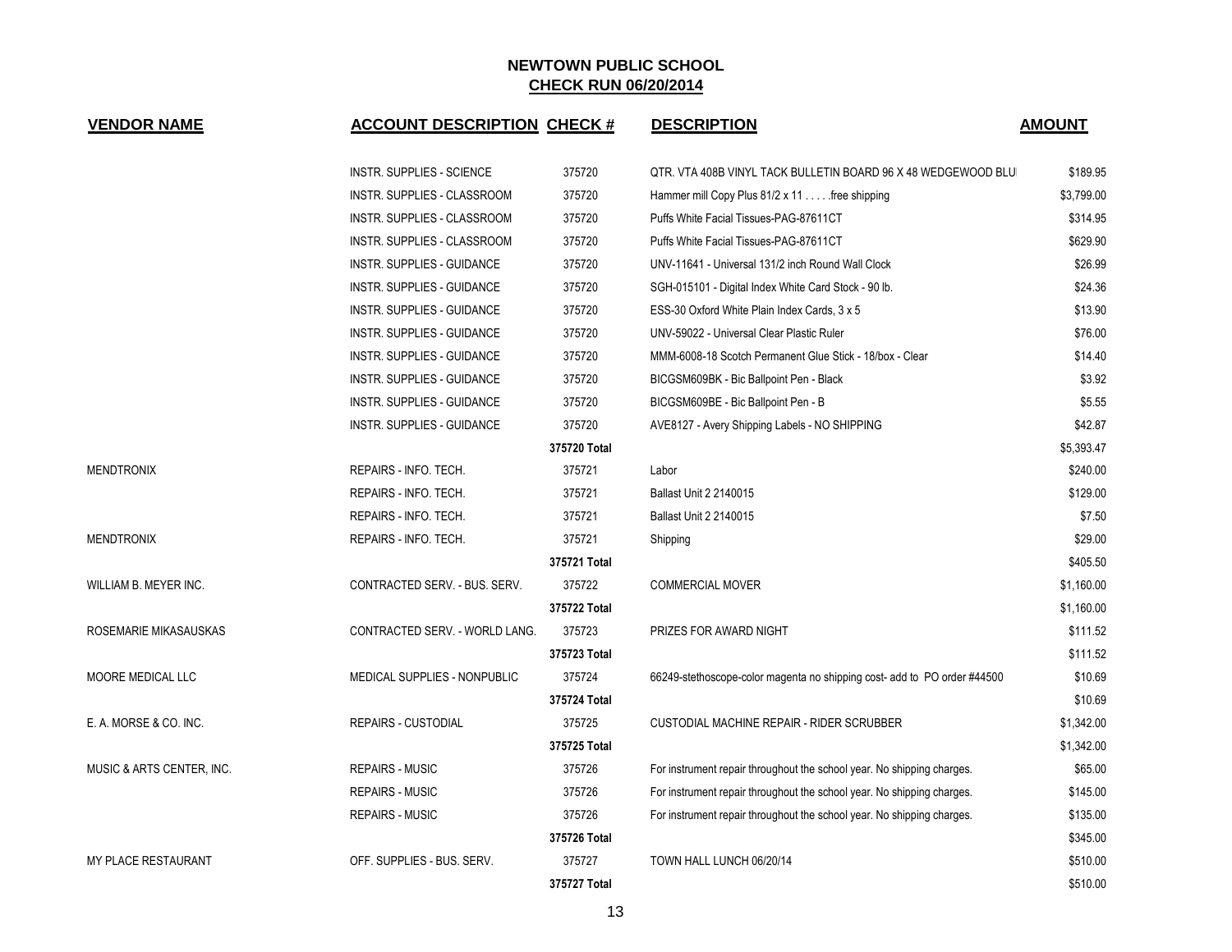# NEWTOWN PUBLIC SCHOOL
## CHECK RUN 06/20/2014

| VENDOR NAME | ACCOUNT DESCRIPTION | CHECK # | DESCRIPTION | AMOUNT |
|---|---|---|---|---|
| | INSTR. SUPPLIES - SCIENCE | 375720 | QTR. VTA 408B VINYL TACK BULLETIN BOARD 96 X 48 WEDGEWOOD BLU | $189.95 |
| | INSTR. SUPPLIES - CLASSROOM | 375720 | Hammer mill Copy Plus 81/2 x 11 . . . . .free shipping | $3,799.00 |
| | INSTR. SUPPLIES - CLASSROOM | 375720 | Puffs White Facial Tissues-PAG-87611CT | $314.95 |
| | INSTR. SUPPLIES - CLASSROOM | 375720 | Puffs White Facial Tissues-PAG-87611CT | $629.90 |
| | INSTR. SUPPLIES - GUIDANCE | 375720 | UNV-11641 - Universal 131/2 inch Round Wall Clock | $26.99 |
| | INSTR. SUPPLIES - GUIDANCE | 375720 | SGH-015101 - Digital Index White Card Stock - 90 lb. | $24.36 |
| | INSTR. SUPPLIES - GUIDANCE | 375720 | ESS-30 Oxford White Plain Index Cards, 3 x 5 | $13.90 |
| | INSTR. SUPPLIES - GUIDANCE | 375720 | UNV-59022 - Universal Clear Plastic Ruler | $76.00 |
| | INSTR. SUPPLIES - GUIDANCE | 375720 | MMM-6008-18 Scotch Permanent Glue Stick - 18/box - Clear | $14.40 |
| | INSTR. SUPPLIES - GUIDANCE | 375720 | BICGSM609BK - Bic Ballpoint Pen - Black | $3.92 |
| | INSTR. SUPPLIES - GUIDANCE | 375720 | BICGSM609BE - Bic Ballpoint Pen - B | $5.55 |
| | INSTR. SUPPLIES - GUIDANCE | 375720 | AVE8127 - Avery Shipping Labels - NO SHIPPING | $42.87 |
| | | **375720 Total** | | $5,393.47 |
| MENDTRONIX | REPAIRS - INFO. TECH. | 375721 | Labor | $240.00 |
| | REPAIRS - INFO. TECH. | 375721 | Ballast Unit 2 2140015 | $129.00 |
| | REPAIRS - INFO. TECH. | 375721 | Ballast Unit 2 2140015 | $7.50 |
| MENDTRONIX | REPAIRS - INFO. TECH. | 375721 | Shipping | $29.00 |
| | | **375721 Total** | | $405.50 |
| WILLIAM B. MEYER INC. | CONTRACTED SERV. - BUS. SERV. | 375722 | COMMERCIAL MOVER | $1,160.00 |
| | | **375722 Total** | | $1,160.00 |
| ROSEMARIE MIKASAUSKAS | CONTRACTED SERV. - WORLD LANG. | 375723 | PRIZES FOR AWARD NIGHT | $111.52 |
| | | **375723 Total** | | $111.52 |
| MOORE MEDICAL LLC | MEDICAL SUPPLIES - NONPUBLIC | 375724 | 66249-stethoscope-color magenta no shipping cost- add to PO order #44500 | $10.69 |
| | | **375724 Total** | | $10.69 |
| E. A. MORSE & CO. INC. | REPAIRS - CUSTODIAL | 375725 | CUSTODIAL MACHINE REPAIR - RIDER SCRUBBER | $1,342.00 |
| | | **375725 Total** | | $1,342.00 |
| MUSIC & ARTS CENTER, INC. | REPAIRS - MUSIC | 375726 | For instrument repair throughout the school year. No shipping charges. | $65.00 |
| | REPAIRS - MUSIC | 375726 | For instrument repair throughout the school year. No shipping charges. | $145.00 |
| | REPAIRS - MUSIC | 375726 | For instrument repair throughout the school year. No shipping charges. | $135.00 |
| | | **375726 Total** | | $345.00 |
| MY PLACE RESTAURANT | OFF. SUPPLIES - BUS. SERV. | 375727 | TOWN HALL LUNCH 06/20/14 | $510.00 |
| | | **375727 Total** | | $510.00 |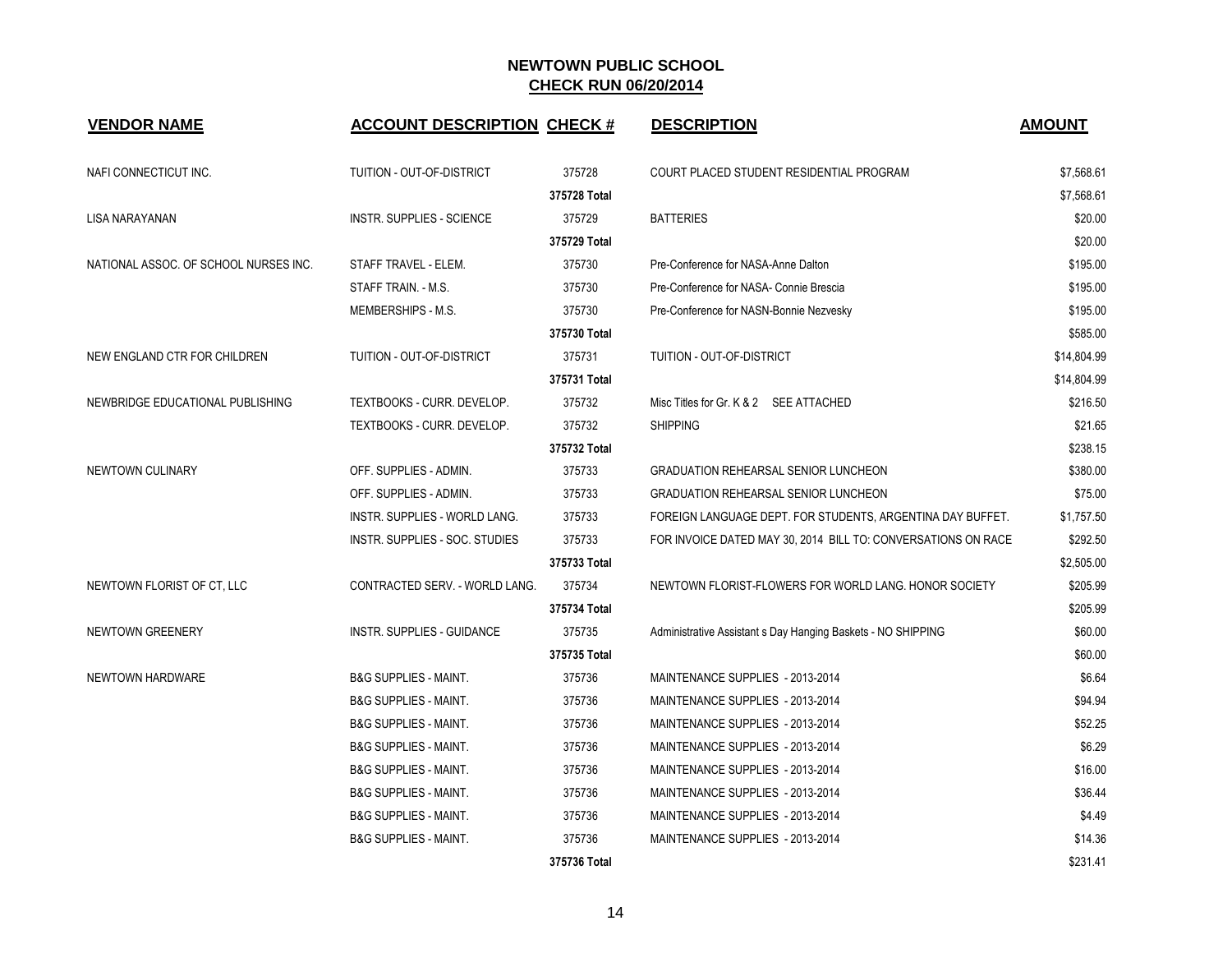# NEWTOWN PUBLIC SCHOOL

## CHECK RUN 06/20/2014

| VENDOR NAME | ACCOUNT DESCRIPTION | CHECK # | DESCRIPTION | AMOUNT |
|---|---|---|---|---|
| NAFI CONNECTICUT INC. | TUITION - OUT-OF-DISTRICT | 375728 | COURT PLACED STUDENT RESIDENTIAL PROGRAM | $7,568.61 |
| | | 375728 Total | | $7,568.61 |
| LISA NARAYANAN | INSTR. SUPPLIES - SCIENCE | 375729 | BATTERIES | $20.00 |
| | | 375729 Total | | $20.00 |
| NATIONAL ASSOC. OF SCHOOL NURSES INC. | STAFF TRAVEL - ELEM. | 375730 | Pre-Conference for NASA-Anne Dalton | $195.00 |
| | STAFF TRAIN. - M.S. | 375730 | Pre-Conference for NASA- Connie Brescia | $195.00 |
| | MEMBERSHIPS - M.S. | 375730 | Pre-Conference for NASN-Bonnie Nezvesky | $195.00 |
| | | 375730 Total | | $585.00 |
| NEW ENGLAND CTR FOR CHILDREN | TUITION - OUT-OF-DISTRICT | 375731 | TUITION - OUT-OF-DISTRICT | $14,804.99 |
| | | 375731 Total | | $14,804.99 |
| NEWBRIDGE EDUCATIONAL PUBLISHING | TEXTBOOKS - CURR. DEVELOP. | 375732 | Misc Titles for Gr. K & 2 SEE ATTACHED | $216.50 |
| | TEXTBOOKS - CURR. DEVELOP. | 375732 | SHIPPING | $21.65 |
| | | 375732 Total | | $238.15 |
| NEWTOWN CULINARY | OFF. SUPPLIES - ADMIN. | 375733 | GRADUATION REHEARSAL SENIOR LUNCHEON | $380.00 |
| | OFF. SUPPLIES - ADMIN. | 375733 | GRADUATION REHEARSAL SENIOR LUNCHEON | $75.00 |
| | INSTR. SUPPLIES - WORLD LANG. | 375733 | FOREIGN LANGUAGE DEPT. FOR STUDENTS, ARGENTINA DAY BUFFET. | $1,757.50 |
| | INSTR. SUPPLIES - SOC. STUDIES | 375733 | FOR INVOICE DATED MAY 30, 2014 BILL TO: CONVERSATIONS ON RACE | $292.50 |
| | | 375733 Total | | $2,505.00 |
| NEWTOWN FLORIST OF CT, LLC | CONTRACTED SERV. - WORLD LANG. | 375734 | NEWTOWN FLORIST-FLOWERS FOR WORLD LANG. HONOR SOCIETY | $205.99 |
| | | 375734 Total | | $205.99 |
| NEWTOWN GREENERY | INSTR. SUPPLIES - GUIDANCE | 375735 | Administrative Assistant s Day Hanging Baskets - NO SHIPPING | $60.00 |
| | | 375735 Total | | $60.00 |
| NEWTOWN HARDWARE | B&G SUPPLIES - MAINT. | 375736 | MAINTENANCE SUPPLIES - 2013-2014 | $6.64 |
| | B&G SUPPLIES - MAINT. | 375736 | MAINTENANCE SUPPLIES - 2013-2014 | $94.94 |
| | B&G SUPPLIES - MAINT. | 375736 | MAINTENANCE SUPPLIES - 2013-2014 | $52.25 |
| | B&G SUPPLIES - MAINT. | 375736 | MAINTENANCE SUPPLIES - 2013-2014 | $6.29 |
| | B&G SUPPLIES - MAINT. | 375736 | MAINTENANCE SUPPLIES - 2013-2014 | $16.00 |
| | B&G SUPPLIES - MAINT. | 375736 | MAINTENANCE SUPPLIES - 2013-2014 | $36.44 |
| | B&G SUPPLIES - MAINT. | 375736 | MAINTENANCE SUPPLIES - 2013-2014 | $4.49 |
| | B&G SUPPLIES - MAINT. | 375736 | MAINTENANCE SUPPLIES - 2013-2014 | $14.36 |
| | | 375736 Total | | $231.41 |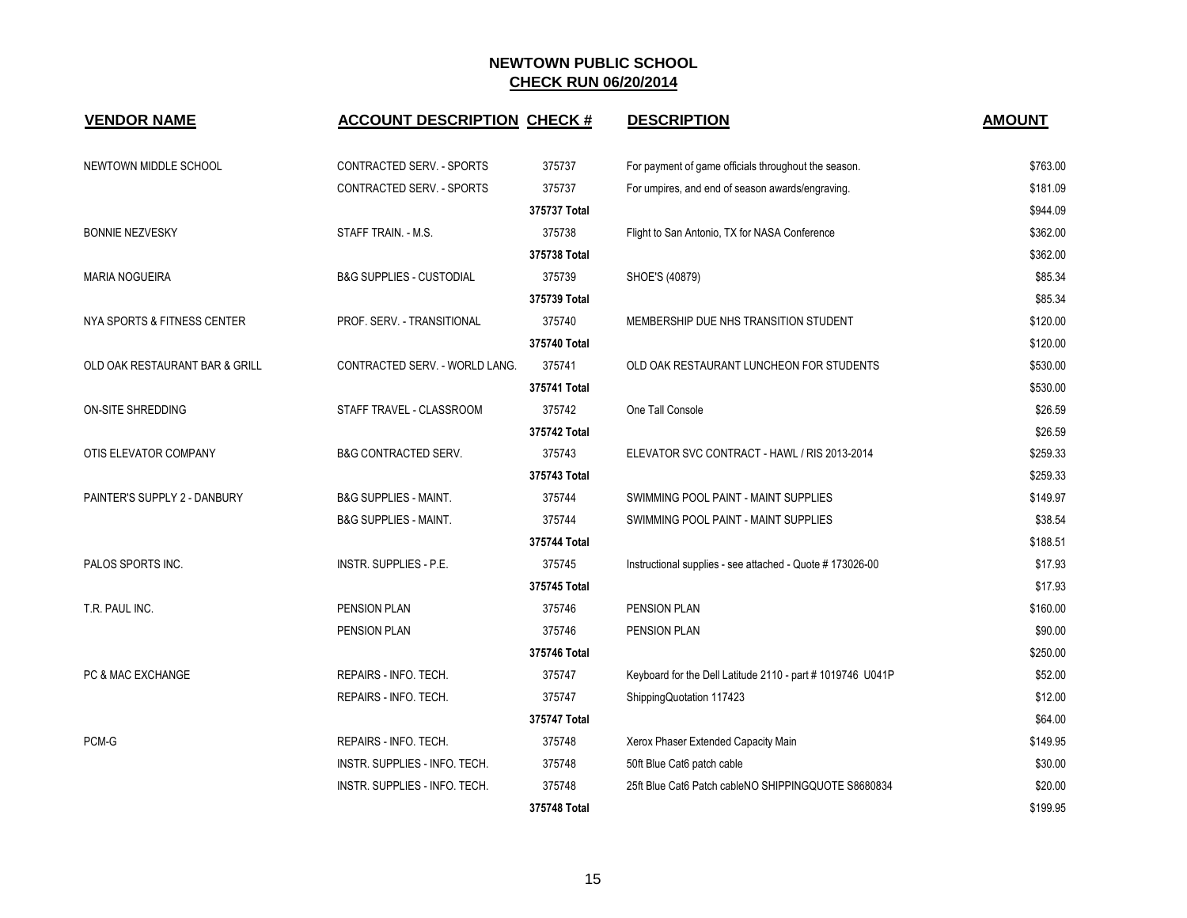## NEWTOWN PUBLIC SCHOOL
## CHECK RUN 06/20/2014

| VENDOR NAME | ACCOUNT DESCRIPTION | CHECK # | DESCRIPTION | AMOUNT |
|---|---|---|---|---|
| NEWTOWN MIDDLE SCHOOL | CONTRACTED SERV. - SPORTS | 375737 | For payment of game officials throughout the season. | $763.00 |
| | CONTRACTED SERV. - SPORTS | 375737 | For umpires, and end of season awards/engraving. | $181.09 |
| | | **375737 Total** | | $944.09 |
| BONNIE NEZVESKY | STAFF TRAIN. - M.S. | 375738 | Flight to San Antonio, TX for NASA Conference | $362.00 |
| | | **375738 Total** | | $362.00 |
| MARIA NOGUEIRA | B&G SUPPLIES - CUSTODIAL | 375739 | SHOE'S (40879) | $85.34 |
| | | **375739 Total** | | $85.34 |
| NYA SPORTS & FITNESS CENTER | PROF. SERV. - TRANSITIONAL | 375740 | MEMBERSHIP DUE NHS TRANSITION STUDENT | $120.00 |
| | | **375740 Total** | | $120.00 |
| OLD OAK RESTAURANT BAR & GRILL | CONTRACTED SERV. - WORLD LANG. | 375741 | OLD OAK RESTAURANT LUNCHEON FOR STUDENTS | $530.00 |
| | | **375741 Total** | | $530.00 |
| ON-SITE SHREDDING | STAFF TRAVEL - CLASSROOM | 375742 | One Tall Console | $26.59 |
| | | **375742 Total** | | $26.59 |
| OTIS ELEVATOR COMPANY | B&G CONTRACTED SERV. | 375743 | ELEVATOR SVC CONTRACT - HAWL / RIS 2013-2014 | $259.33 |
| | | **375743 Total** | | $259.33 |
| PAINTER'S SUPPLY 2 - DANBURY | B&G SUPPLIES - MAINT. | 375744 | SWIMMING POOL PAINT - MAINT SUPPLIES | $149.97 |
| | B&G SUPPLIES - MAINT. | 375744 | SWIMMING POOL PAINT - MAINT SUPPLIES | $38.54 |
| | | **375744 Total** | | $188.51 |
| PALOS SPORTS INC. | INSTR. SUPPLIES - P.E. | 375745 | Instructional supplies - see attached - Quote # 173026-00 | $17.93 |
| | | **375745 Total** | | $17.93 |
| T.R. PAUL INC. | PENSION PLAN | 375746 | PENSION PLAN | $160.00 |
| | PENSION PLAN | 375746 | PENSION PLAN | $90.00 |
| | | **375746 Total** | | $250.00 |
| PC & MAC EXCHANGE | REPAIRS - INFO. TECH. | 375747 | Keyboard for the Dell Latitude 2110 - part # 1019746 U041P | $52.00 |
| | REPAIRS - INFO. TECH. | 375747 | ShippingQuotation 117423 | $12.00 |
| | | **375747 Total** | | $64.00 |
| PCM-G | REPAIRS - INFO. TECH. | 375748 | Xerox Phaser Extended Capacity Main | $149.95 |
| | INSTR. SUPPLIES - INFO. TECH. | 375748 | 50ft Blue Cat6 patch cable | $30.00 |
| | INSTR. SUPPLIES - INFO. TECH. | 375748 | 25ft Blue Cat6 Patch cableNO SHIPPINGQUOTE S8680834 | $20.00 |
| | | **375748 Total** | | $199.95 |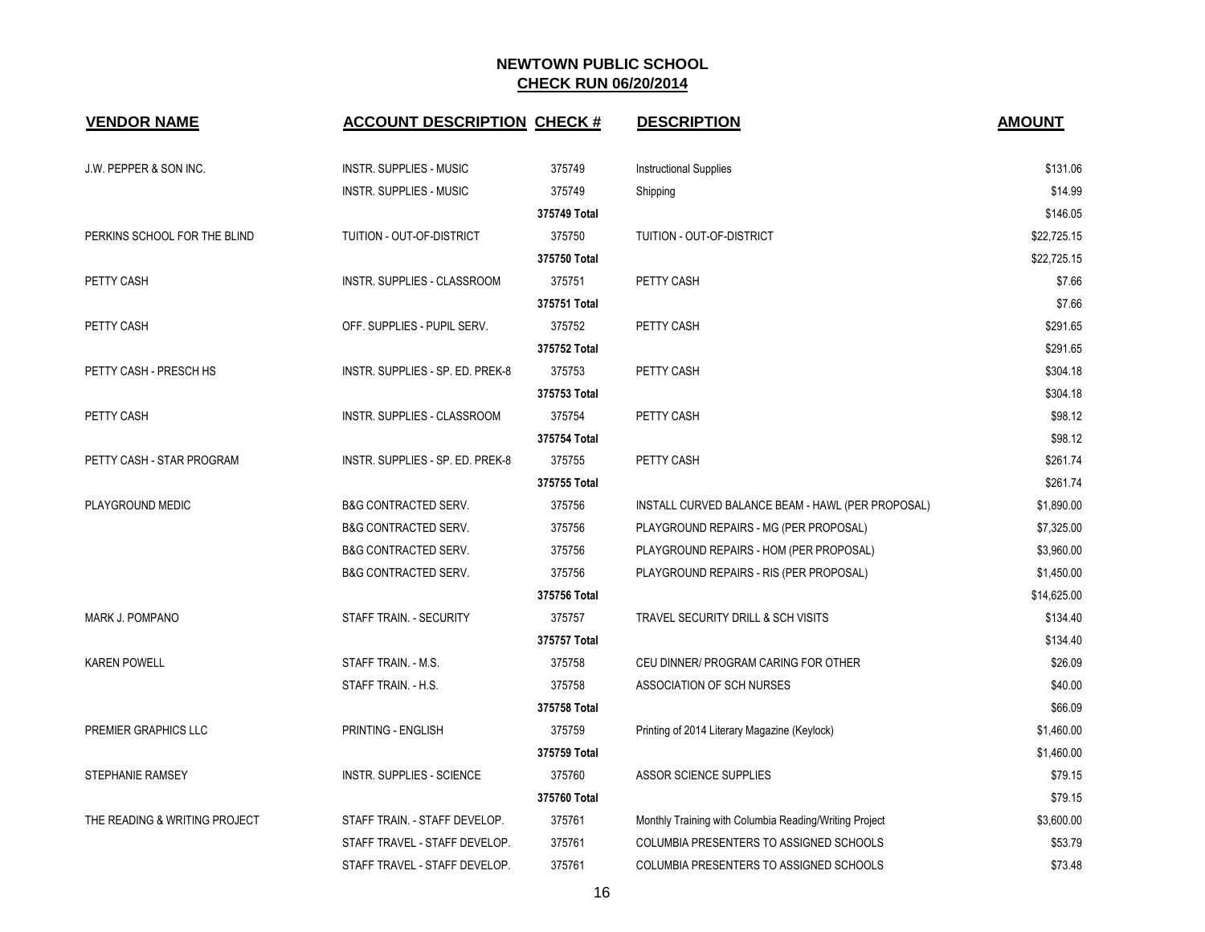# NEWTOWN PUBLIC SCHOOL

## CHECK RUN 06/20/2014

| VENDOR NAME | ACCOUNT DESCRIPTION | CHECK # | DESCRIPTION | AMOUNT |
|---|---|---|---|---|
| J.W. PEPPER & SON INC. | INSTR. SUPPLIES - MUSIC | 375749 | Instructional Supplies | $131.06 |
| | INSTR. SUPPLIES - MUSIC | 375749 | Shipping | $14.99 |
| | | 375749 Total | | $146.05 |
| PERKINS SCHOOL FOR THE BLIND | TUITION - OUT-OF-DISTRICT | 375750 | TUITION - OUT-OF-DISTRICT | $22,725.15 |
| | | 375750 Total | | $22,725.15 |
| PETTY CASH | INSTR. SUPPLIES - CLASSROOM | 375751 | PETTY CASH | $7.66 |
| | | 375751 Total | | $7.66 |
| PETTY CASH | OFF. SUPPLIES - PUPIL SERV. | 375752 | PETTY CASH | $291.65 |
| | | 375752 Total | | $291.65 |
| PETTY CASH - PRESCH HS | INSTR. SUPPLIES - SP. ED. PREK-8 | 375753 | PETTY CASH | $304.18 |
| | | 375753 Total | | $304.18 |
| PETTY CASH | INSTR. SUPPLIES - CLASSROOM | 375754 | PETTY CASH | $98.12 |
| | | 375754 Total | | $98.12 |
| PETTY CASH - STAR PROGRAM | INSTR. SUPPLIES - SP. ED. PREK-8 | 375755 | PETTY CASH | $261.74 |
| | | 375755 Total | | $261.74 |
| PLAYGROUND MEDIC | B&G CONTRACTED SERV. | 375756 | INSTALL CURVED BALANCE BEAM - HAWL (PER PROPOSAL) | $1,890.00 |
| | B&G CONTRACTED SERV. | 375756 | PLAYGROUND REPAIRS - MG (PER PROPOSAL) | $7,325.00 |
| | B&G CONTRACTED SERV. | 375756 | PLAYGROUND REPAIRS - HOM (PER PROPOSAL) | $3,960.00 |
| | B&G CONTRACTED SERV. | 375756 | PLAYGROUND REPAIRS - RIS (PER PROPOSAL) | $1,450.00 |
| | | 375756 Total | | $14,625.00 |
| MARK J. POMPANO | STAFF TRAIN. - SECURITY | 375757 | TRAVEL SECURITY DRILL & SCH VISITS | $134.40 |
| | | 375757 Total | | $134.40 |
| KAREN POWELL | STAFF TRAIN. - M.S. | 375758 | CEU DINNER/ PROGRAM CARING FOR OTHER | $26.09 |
| | STAFF TRAIN. - H.S. | 375758 | ASSOCIATION OF SCH NURSES | $40.00 |
| | | 375758 Total | | $66.09 |
| PREMIER GRAPHICS LLC | PRINTING - ENGLISH | 375759 | Printing of 2014 Literary Magazine (Keylock) | $1,460.00 |
| | | 375759 Total | | $1,460.00 |
| STEPHANIE RAMSEY | INSTR. SUPPLIES - SCIENCE | 375760 | ASSOR SCIENCE SUPPLIES | $79.15 |
| | | 375760 Total | | $79.15 |
| THE READING & WRITING PROJECT | STAFF TRAIN. - STAFF DEVELOP. | 375761 | Monthly Training with Columbia Reading/Writing Project | $3,600.00 |
| | STAFF TRAVEL - STAFF DEVELOP. | 375761 | COLUMBIA PRESENTERS TO ASSIGNED SCHOOLS | $53.79 |
| | STAFF TRAVEL - STAFF DEVELOP. | 375761 | COLUMBIA PRESENTERS TO ASSIGNED SCHOOLS | $73.48 |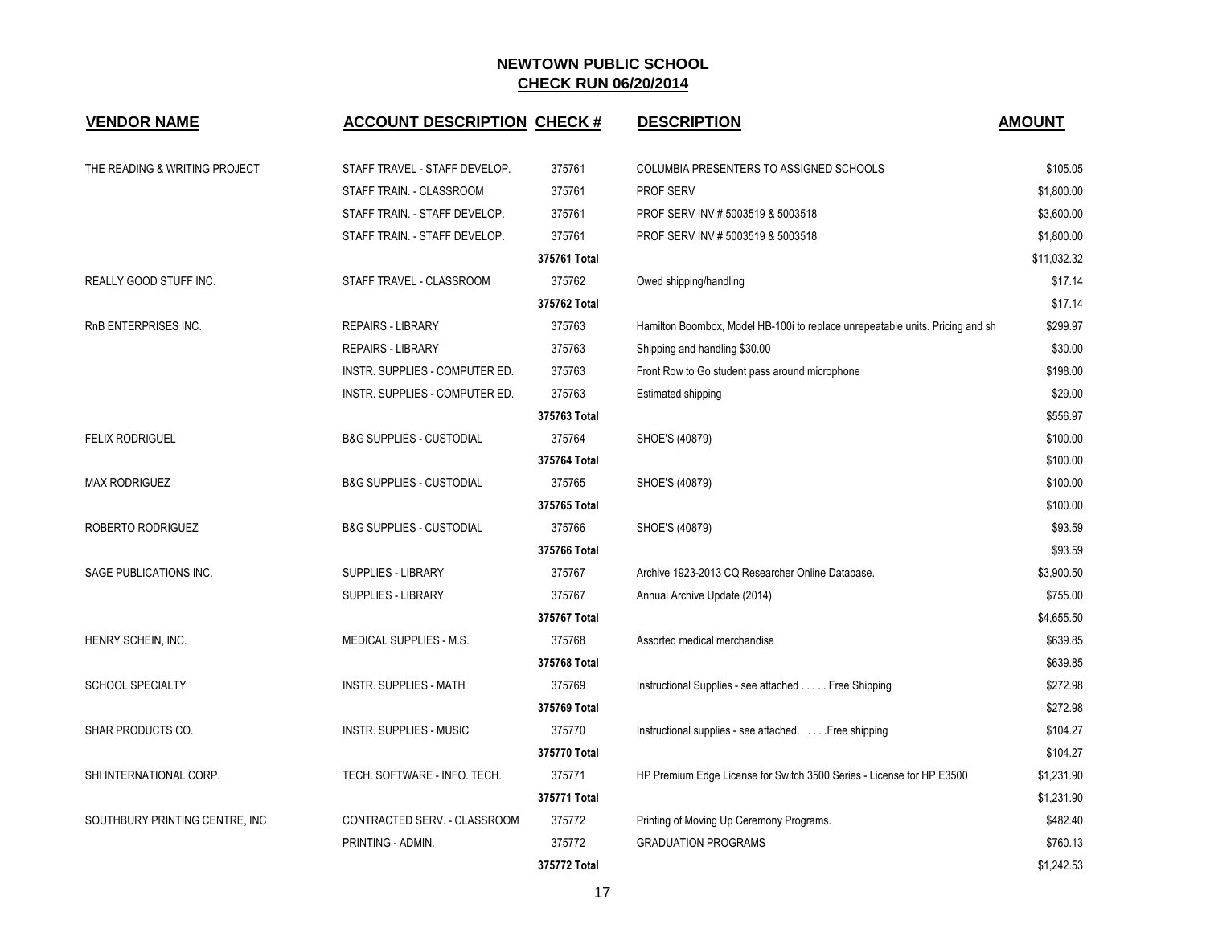# NEWTOWN PUBLIC SCHOOL
## CHECK RUN 06/20/2014

| VENDOR NAME | ACCOUNT DESCRIPTION | CHECK # | DESCRIPTION | AMOUNT |
|---|---|---|---|---|
| THE READING & WRITING PROJECT | STAFF TRAVEL - STAFF DEVELOP. | 375761 | COLUMBIA PRESENTERS TO ASSIGNED SCHOOLS | $105.05 |
| | STAFF TRAIN. - CLASSROOM | 375761 | PROF SERV | $1,800.00 |
| | STAFF TRAIN. - STAFF DEVELOP. | 375761 | PROF SERV INV # 5003519 & 5003518 | $3,600.00 |
| | STAFF TRAIN. - STAFF DEVELOP. | 375761 | PROF SERV INV # 5003519 & 5003518 | $1,800.00 |
| | | **375761 Total** | | $11,032.32 |
| REALLY GOOD STUFF INC. | STAFF TRAVEL - CLASSROOM | 375762 | Owed shipping/handling | $17.14 |
| | | **375762 Total** | | $17.14 |
| RnB ENTERPRISES INC. | REPAIRS - LIBRARY | 375763 | Hamilton Boombox, Model HB-100i to replace unrepeatable units. Pricing and sh | $299.97 |
| | REPAIRS - LIBRARY | 375763 | Shipping and handling $30.00 | $30.00 |
| | INSTR. SUPPLIES - COMPUTER ED. | 375763 | Front Row to Go student pass around microphone | $198.00 |
| | INSTR. SUPPLIES - COMPUTER ED. | 375763 | Estimated shipping | $29.00 |
| | | **375763 Total** | | $556.97 |
| FELIX RODRIGUEL | B&G SUPPLIES - CUSTODIAL | 375764 | SHOE'S (40879) | $100.00 |
| | | **375764 Total** | | $100.00 |
| MAX RODRIGUEZ | B&G SUPPLIES - CUSTODIAL | 375765 | SHOE'S (40879) | $100.00 |
| | | **375765 Total** | | $100.00 |
| ROBERTO RODRIGUEZ | B&G SUPPLIES - CUSTODIAL | 375766 | SHOE'S (40879) | $93.59 |
| | | **375766 Total** | | $93.59 |
| SAGE PUBLICATIONS INC. | SUPPLIES - LIBRARY | 375767 | Archive 1923-2013 CQ Researcher Online Database. | $3,900.50 |
| | SUPPLIES - LIBRARY | 375767 | Annual Archive Update (2014) | $755.00 |
| | | **375767 Total** | | $4,655.50 |
| HENRY SCHEIN, INC. | MEDICAL SUPPLIES - M.S. | 375768 | Assorted medical merchandise | $639.85 |
| | | **375768 Total** | | $639.85 |
| SCHOOL SPECIALTY | INSTR. SUPPLIES - MATH | 375769 | Instructional Supplies - see attached . . . . . Free Shipping | $272.98 |
| | | **375769 Total** | | $272.98 |
| SHAR PRODUCTS CO. | INSTR. SUPPLIES - MUSIC | 375770 | Instructional supplies - see attached. . . . .Free shipping | $104.27 |
| | | **375770 Total** | | $104.27 |
| SHI INTERNATIONAL CORP. | TECH. SOFTWARE - INFO. TECH. | 375771 | HP Premium Edge License for Switch 3500 Series - License for HP E3500 | $1,231.90 |
| | | **375771 Total** | | $1,231.90 |
| SOUTHBURY PRINTING CENTRE, INC | CONTRACTED SERV. - CLASSROOM | 375772 | Printing of Moving Up Ceremony Programs. | $482.40 |
| | PRINTING - ADMIN. | 375772 | GRADUATION PROGRAMS | $760.13 |
| | | **375772 Total** | | $1,242.53 |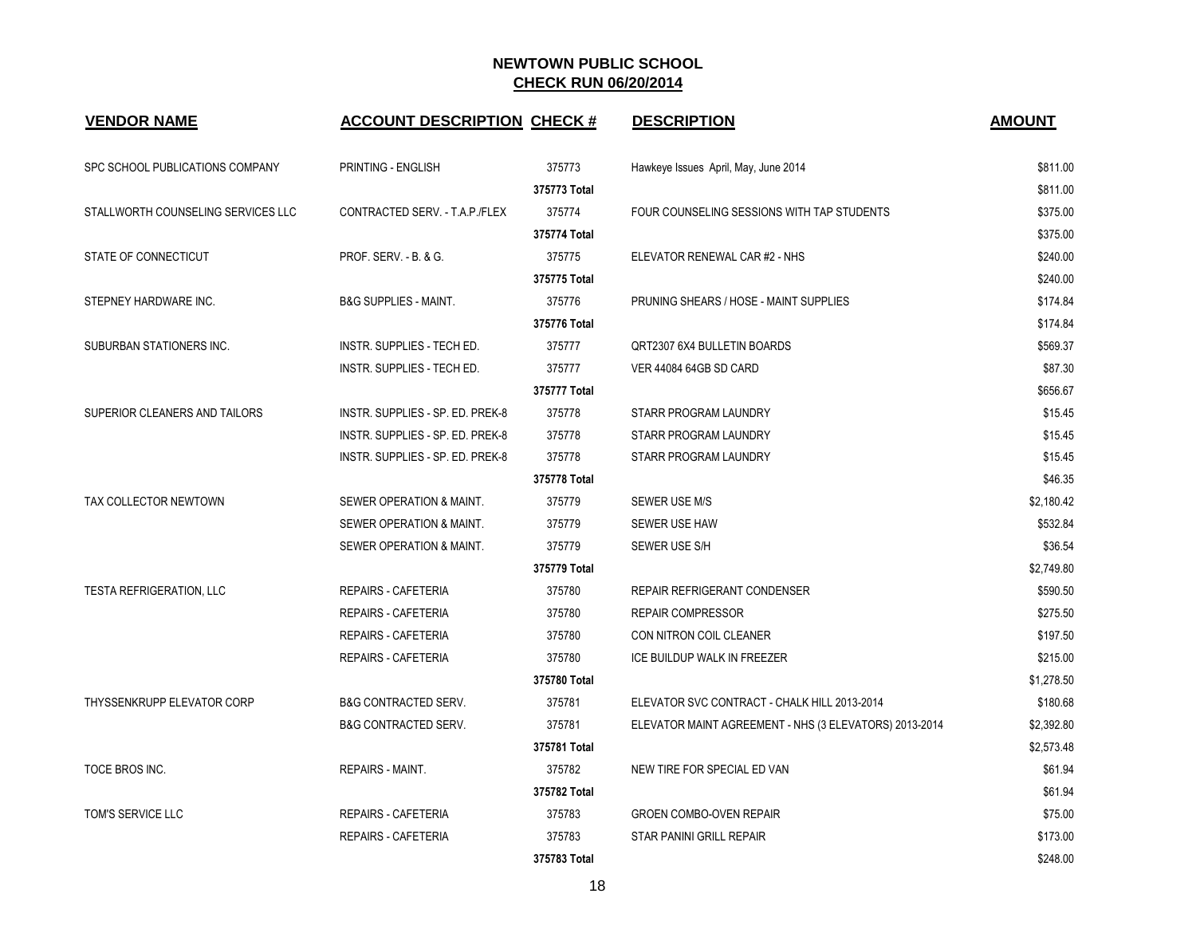# NEWTOWN PUBLIC SCHOOL

## CHECK RUN 06/20/2014

| VENDOR NAME | ACCOUNT DESCRIPTION | CHECK # | DESCRIPTION | AMOUNT |
|---|---|---|---|---|
| SPC SCHOOL PUBLICATIONS COMPANY | PRINTING - ENGLISH | 375773 | Hawkeye Issues April, May, June 2014 | $811.00 |
| | | **375773 Total** | | $811.00 |
| STALLWORTH COUNSELING SERVICES LLC | CONTRACTED SERV. - T.A.P./FLEX | 375774 | FOUR COUNSELING SESSIONS WITH TAP STUDENTS | $375.00 |
| | | **375774 Total** | | $375.00 |
| STATE OF CONNECTICUT | PROF. SERV. - B. & G. | 375775 | ELEVATOR RENEWAL CAR #2 - NHS | $240.00 |
| | | **375775 Total** | | $240.00 |
| STEPNEY HARDWARE INC. | B&G SUPPLIES - MAINT. | 375776 | PRUNING SHEARS / HOSE - MAINT SUPPLIES | $174.84 |
| | | **375776 Total** | | $174.84 |
| SUBURBAN STATIONERS INC. | INSTR. SUPPLIES - TECH ED. | 375777 | QRT2307 6X4 BULLETIN BOARDS | $569.37 |
| | INSTR. SUPPLIES - TECH ED. | 375777 | VER 44084 64GB SD CARD | $87.30 |
| | | **375777 Total** | | $656.67 |
| SUPERIOR CLEANERS AND TAILORS | INSTR. SUPPLIES - SP. ED. PREK-8 | 375778 | STARR PROGRAM LAUNDRY | $15.45 |
| | INSTR. SUPPLIES - SP. ED. PREK-8 | 375778 | STARR PROGRAM LAUNDRY | $15.45 |
| | INSTR. SUPPLIES - SP. ED. PREK-8 | 375778 | STARR PROGRAM LAUNDRY | $15.45 |
| | | **375778 Total** | | $46.35 |
| TAX COLLECTOR NEWTOWN | SEWER OPERATION & MAINT. | 375779 | SEWER USE M/S | $2,180.42 |
| | SEWER OPERATION & MAINT. | 375779 | SEWER USE HAW | $532.84 |
| | SEWER OPERATION & MAINT. | 375779 | SEWER USE S/H | $36.54 |
| | | **375779 Total** | | $2,749.80 |
| TESTA REFRIGERATION, LLC | REPAIRS - CAFETERIA | 375780 | REPAIR REFRIGERANT CONDENSER | $590.50 |
| | REPAIRS - CAFETERIA | 375780 | REPAIR COMPRESSOR | $275.50 |
| | REPAIRS - CAFETERIA | 375780 | CON NITRON COIL CLEANER | $197.50 |
| | REPAIRS - CAFETERIA | 375780 | ICE BUILDUP WALK IN FREEZER | $215.00 |
| | | **375780 Total** | | $1,278.50 |
| THYSSENKRUPP ELEVATOR CORP | B&G CONTRACTED SERV. | 375781 | ELEVATOR SVC CONTRACT - CHALK HILL 2013-2014 | $180.68 |
| | B&G CONTRACTED SERV. | 375781 | ELEVATOR MAINT AGREEMENT - NHS (3 ELEVATORS) 2013-2014 | $2,392.80 |
| | | **375781 Total** | | $2,573.48 |
| TOCE BROS INC. | REPAIRS - MAINT. | 375782 | NEW TIRE FOR SPECIAL ED VAN | $61.94 |
| | | **375782 Total** | | $61.94 |
| TOM'S SERVICE LLC | REPAIRS - CAFETERIA | 375783 | GROEN COMBO-OVEN REPAIR | $75.00 |
| | REPAIRS - CAFETERIA | 375783 | STAR PANINI GRILL REPAIR | $173.00 |
| | | **375783 Total** | | $248.00 |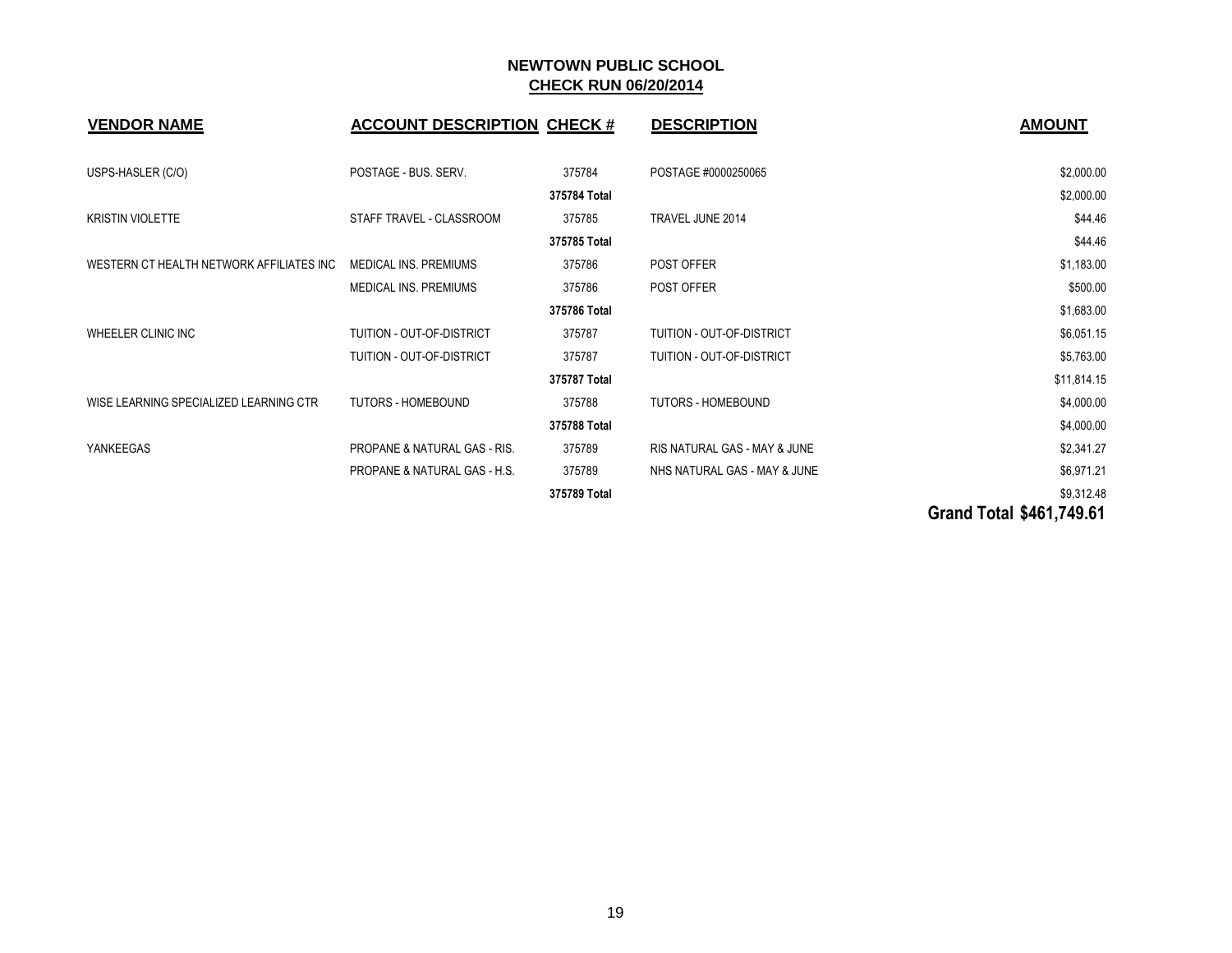## NEWTOWN PUBLIC SCHOOL
## CHECK RUN 06/20/2014

| VENDOR NAME | ACCOUNT DESCRIPTION | CHECK # | DESCRIPTION | AMOUNT |
|---|---|---|---|---|
| USPS-HASLER (C/O) | POSTAGE - BUS. SERV. | 375784 | POSTAGE #0000250065 | $2,000.00 |
| | | **375784 Total** | | $2,000.00 |
| KRISTIN VIOLETTE | STAFF TRAVEL - CLASSROOM | 375785 | TRAVEL JUNE 2014 | $44.46 |
| | | **375785 Total** | | $44.46 |
| WESTERN CT HEALTH NETWORK AFFILIATES INC | MEDICAL INS. PREMIUMS | 375786 | POST OFFER | $1,183.00 |
| | MEDICAL INS. PREMIUMS | 375786 | POST OFFER | $500.00 |
| | | **375786 Total** | | $1,683.00 |
| WHEELER CLINIC INC | TUITION - OUT-OF-DISTRICT | 375787 | TUITION - OUT-OF-DISTRICT | $6,051.15 |
| | TUITION - OUT-OF-DISTRICT | 375787 | TUITION - OUT-OF-DISTRICT | $5,763.00 |
| | | **375787 Total** | | $11,814.15 |
| WISE LEARNING SPECIALIZED LEARNING CTR | TUTORS - HOMEBOUND | 375788 | TUTORS - HOMEBOUND | $4,000.00 |
| | | **375788 Total** | | $4,000.00 |
| YANKEEGAS | PROPANE & NATURAL GAS - RIS. | 375789 | RIS NATURAL GAS - MAY & JUNE | $2,341.27 |
| | PROPANE & NATURAL GAS - H.S. | 375789 | NHS NATURAL GAS - MAY & JUNE | $6,971.21 |
| | | **375789 Total** | | $9,312.48 |
| | | | | **Grand Total $461,749.61** |